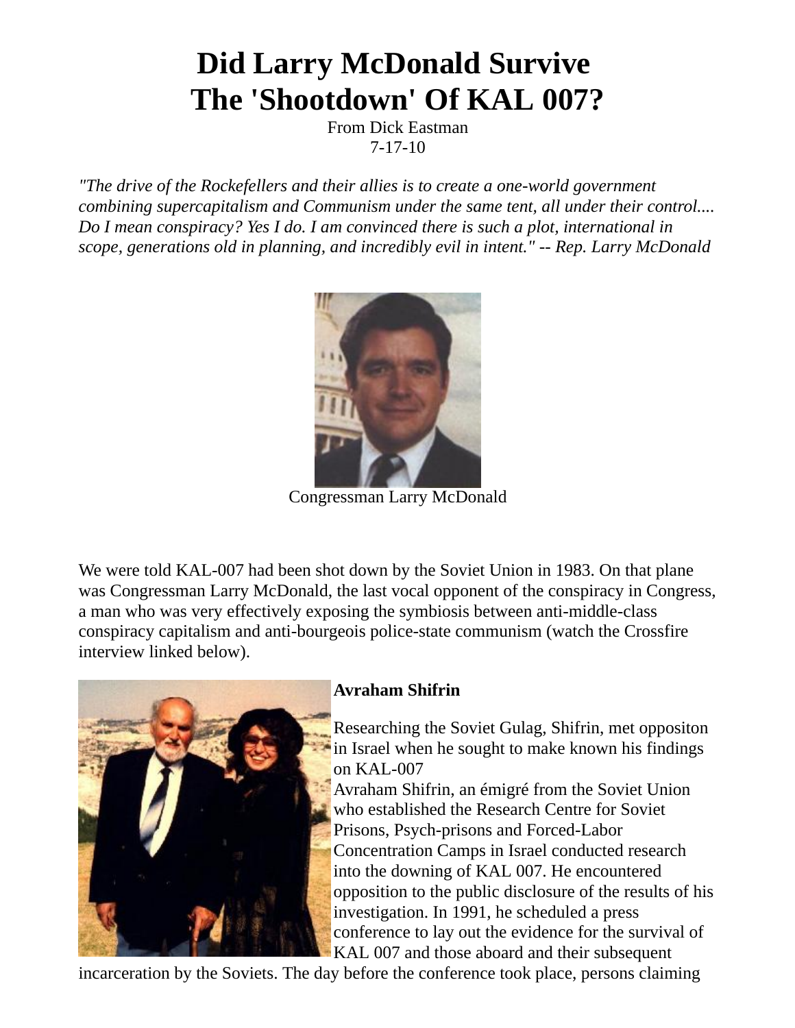# Did Larry McDonald Survive The 'Shootdown' Of KAL 007?

From Dick Eastman
7-17-10

*"The drive of the Rockefellers and their allies is to create a one-world government combining supercapitalism and Communism under the same tent, all under their control.... Do I mean conspiracy? Yes I do. I am convinced there is such a plot, international in scope, generations old in planning, and incredibly evil in intent." -- Rep. Larry McDonald*

Congressman Larry McDonald

We were told KAL-007 had been shot down by the Soviet Union in 1983. On that plane was Congressman Larry McDonald, the last vocal opponent of the conspiracy in Congress, a man who was very effectively exposing the symbiosis between anti-middle-class conspiracy capitalism and anti-bourgeois police-state communism (watch the Crossfire interview linked below).

**Avraham Shifrin**

Researching the Soviet Gulag, Shifrin, met oppositon in Israel when he sought to make known his findings on KAL-007

Avraham Shifrin, an émigré from the Soviet Union who established the Research Centre for Soviet Prisons, Psych-prisons and Forced-Labor Concentration Camps in Israel conducted research into the downing of KAL 007. He encountered opposition to the public disclosure of the results of his investigation. In 1991, he scheduled a press conference to lay out the evidence for the survival of KAL 007 and those aboard and their subsequent incarceration by the Soviets. The day before the conference took place, persons claiming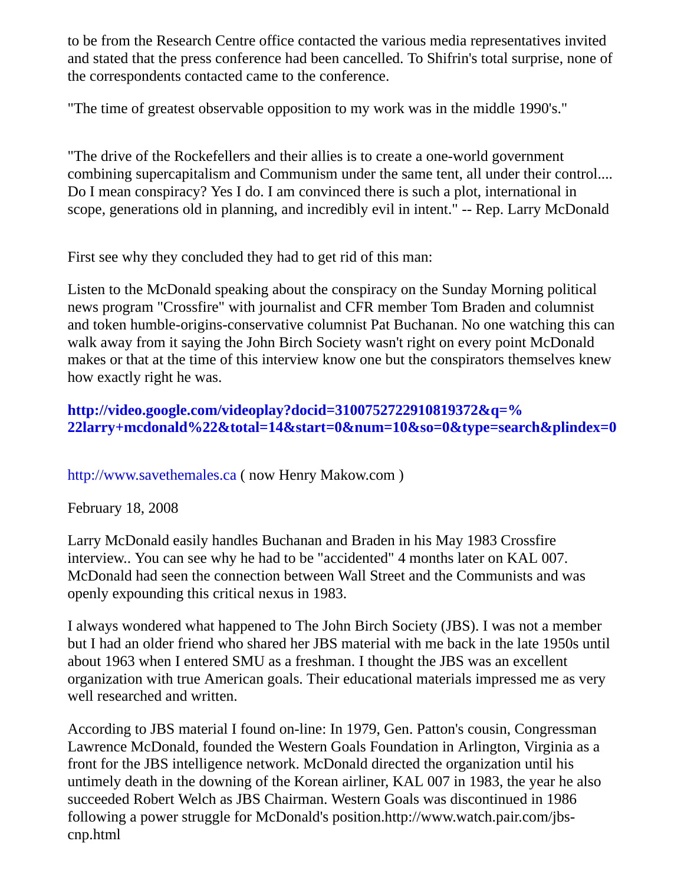to be from the Research Centre office contacted the various media representatives invited and stated that the press conference had been cancelled. To Shifrin's total surprise, none of the correspondents contacted came to the conference.

"The time of greatest observable opposition to my work was in the middle 1990's."

"The drive of the Rockefellers and their allies is to create a one-world government combining supercapitalism and Communism under the same tent, all under their control.... Do I mean conspiracy? Yes I do. I am convinced there is such a plot, international in scope, generations old in planning, and incredibly evil in intent." -- Rep. Larry McDonald

First see why they concluded they had to get rid of this man:

Listen to the McDonald speaking about the conspiracy on the Sunday Morning political news program "Crossfire" with journalist and CFR member Tom Braden and columnist and token humble-origins-conservative columnist Pat Buchanan. No one watching this can walk away from it saying the John Birch Society wasn't right on every point McDonald makes or that at the time of this interview know one but the conspirators themselves knew how exactly right he was.

**http://video.google.com/videoplay?docid=3100752722910819372&q=%22larry+mcdonald%22&total=14&start=0&num=10&so=0&type=search&plindex=0**

http://www.savethemales.ca ( now Henry Makow.com )

February 18, 2008

Larry McDonald easily handles Buchanan and Braden in his May 1983 Crossfire interview.. You can see why he had to be "accidented" 4 months later on KAL 007. McDonald had seen the connection between Wall Street and the Communists and was openly expounding this critical nexus in 1983.

I always wondered what happened to The John Birch Society (JBS). I was not a member but I had an older friend who shared her JBS material with me back in the late 1950s until about 1963 when I entered SMU as a freshman. I thought the JBS was an excellent organization with true American goals. Their educational materials impressed me as very well researched and written.

According to JBS material I found on-line: In 1979, Gen. Patton's cousin, Congressman Lawrence McDonald, founded the Western Goals Foundation in Arlington, Virginia as a front for the JBS intelligence network. McDonald directed the organization until his untimely death in the downing of the Korean airliner, KAL 007 in 1983, the year he also succeeded Robert Welch as JBS Chairman. Western Goals was discontinued in 1986 following a power struggle for McDonald's position.http://www.watch.pair.com/jbs-cnp.html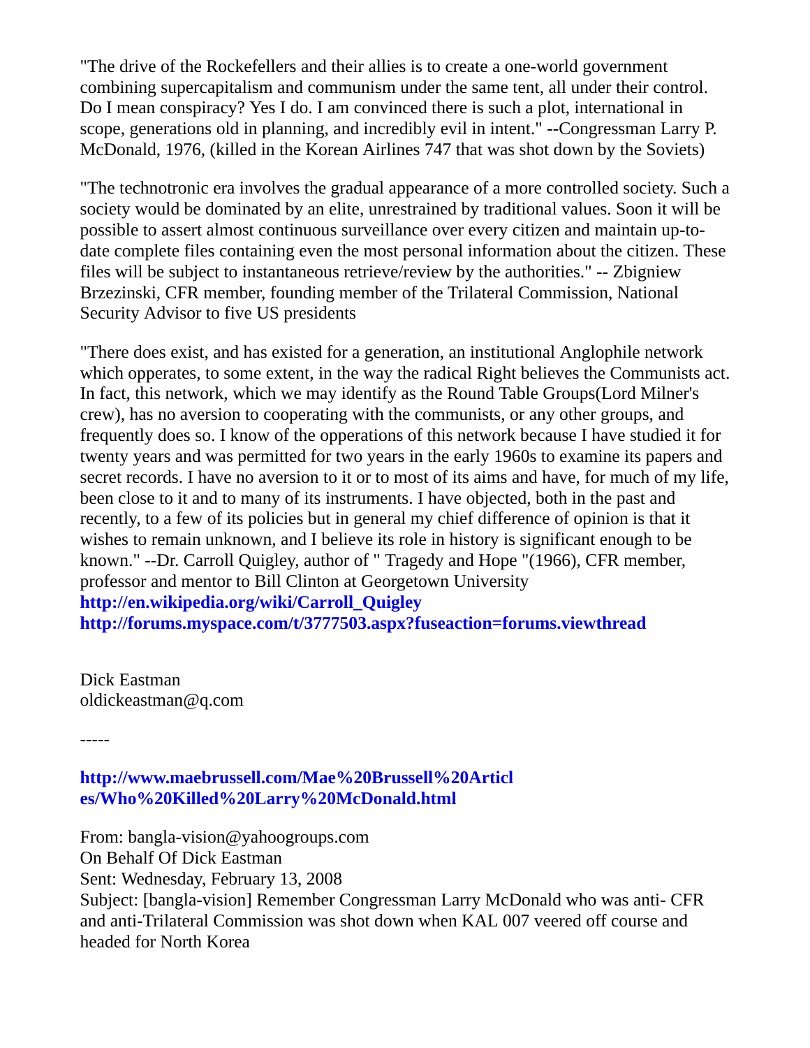"The drive of the Rockefellers and their allies is to create a one-world government combining supercapitalism and communism under the same tent, all under their control. Do I mean conspiracy? Yes I do. I am convinced there is such a plot, international in scope, generations old in planning, and incredibly evil in intent." --Congressman Larry P. McDonald, 1976, (killed in the Korean Airlines 747 that was shot down by the Soviets)

"The technotronic era involves the gradual appearance of a more controlled society. Such a society would be dominated by an elite, unrestrained by traditional values. Soon it will be possible to assert almost continuous surveillance over every citizen and maintain up-to-date complete files containing even the most personal information about the citizen. These files will be subject to instantaneous retrieve/review by the authorities." -- Zbigniew Brzezinski, CFR member, founding member of the Trilateral Commission, National Security Advisor to five US presidents

"There does exist, and has existed for a generation, an institutional Anglophile network which opperates, to some extent, in the way the radical Right believes the Communists act. In fact, this network, which we may identify as the Round Table Groups(Lord Milner's crew), has no aversion to cooperating with the communists, or any other groups, and frequently does so. I know of the opperations of this network because I have studied it for twenty years and was permitted for two years in the early 1960s to examine its papers and secret records. I have no aversion to it or to most of its aims and have, for much of my life, been close to it and to many of its instruments. I have objected, both in the past and recently, to a few of its policies but in general my chief difference of opinion is that it wishes to remain unknown, and I believe its role in history is significant enough to be known." --Dr. Carroll Quigley, author of " Tragedy and Hope "(1966), CFR member, professor and mentor to Bill Clinton at Georgetown University
**http://en.wikipedia.org/wiki/Carroll_Quigley**
**http://forums.myspace.com/t/3777503.aspx?fuseaction=forums.viewthread**

Dick Eastman
oldickeastman@q.com

-----

**http://www.maebrussell.com/Mae%20Brussell%20Articles/Who%20Killed%20Larry%20McDonald.html**

From: bangla-vision@yahoogroups.com
On Behalf Of Dick Eastman
Sent: Wednesday, February 13, 2008
Subject: [bangla-vision] Remember Congressman Larry McDonald who was anti- CFR and anti-Trilateral Commission was shot down when KAL 007 veered off course and headed for North Korea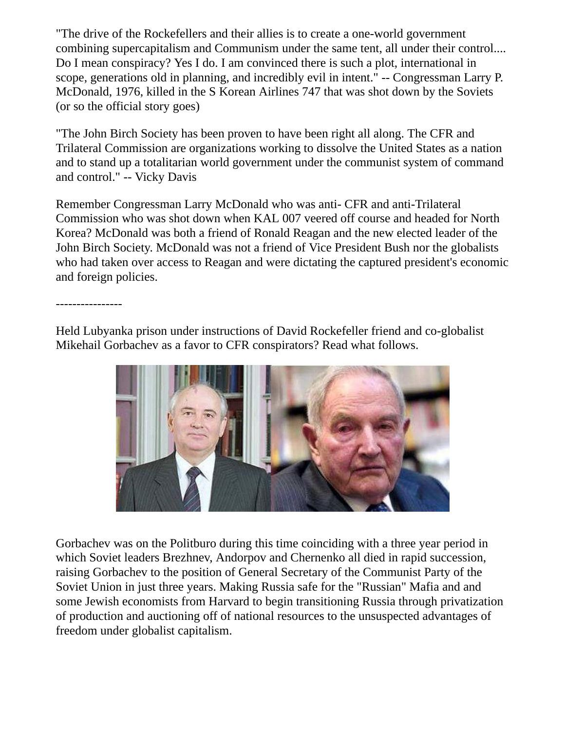"The drive of the Rockefellers and their allies is to create a one-world government combining supercapitalism and Communism under the same tent, all under their control.... Do I mean conspiracy? Yes I do. I am convinced there is such a plot, international in scope, generations old in planning, and incredibly evil in intent." -- Congressman Larry P. McDonald, 1976, killed in the S Korean Airlines 747 that was shot down by the Soviets (or so the official story goes)

"The John Birch Society has been proven to have been right all along. The CFR and Trilateral Commission are organizations working to dissolve the United States as a nation and to stand up a totalitarian world government under the communist system of command and control." -- Vicky Davis

Remember Congressman Larry McDonald who was anti- CFR and anti-Trilateral Commission who was shot down when KAL 007 veered off course and headed for North Korea? McDonald was both a friend of Ronald Reagan and the new elected leader of the John Birch Society. McDonald was not a friend of Vice President Bush nor the globalists who had taken over access to Reagan and were dictating the captured president's economic and foreign policies.

----------------

Held Lubyanka prison under instructions of David Rockefeller friend and co-globalist Mikehail Gorbachev as a favor to CFR conspirators? Read what follows.

Gorbachev was on the Politburo during this time coinciding with a three year period in which Soviet leaders Brezhnev, Andorpov and Chernenko all died in rapid succession, raising Gorbachev to the position of General Secretary of the Communist Party of the Soviet Union in just three years. Making Russia safe for the "Russian" Mafia and and some Jewish economists from Harvard to begin transitioning Russia through privatization of production and auctioning off of national resources to the unsuspected advantages of freedom under globalist capitalism.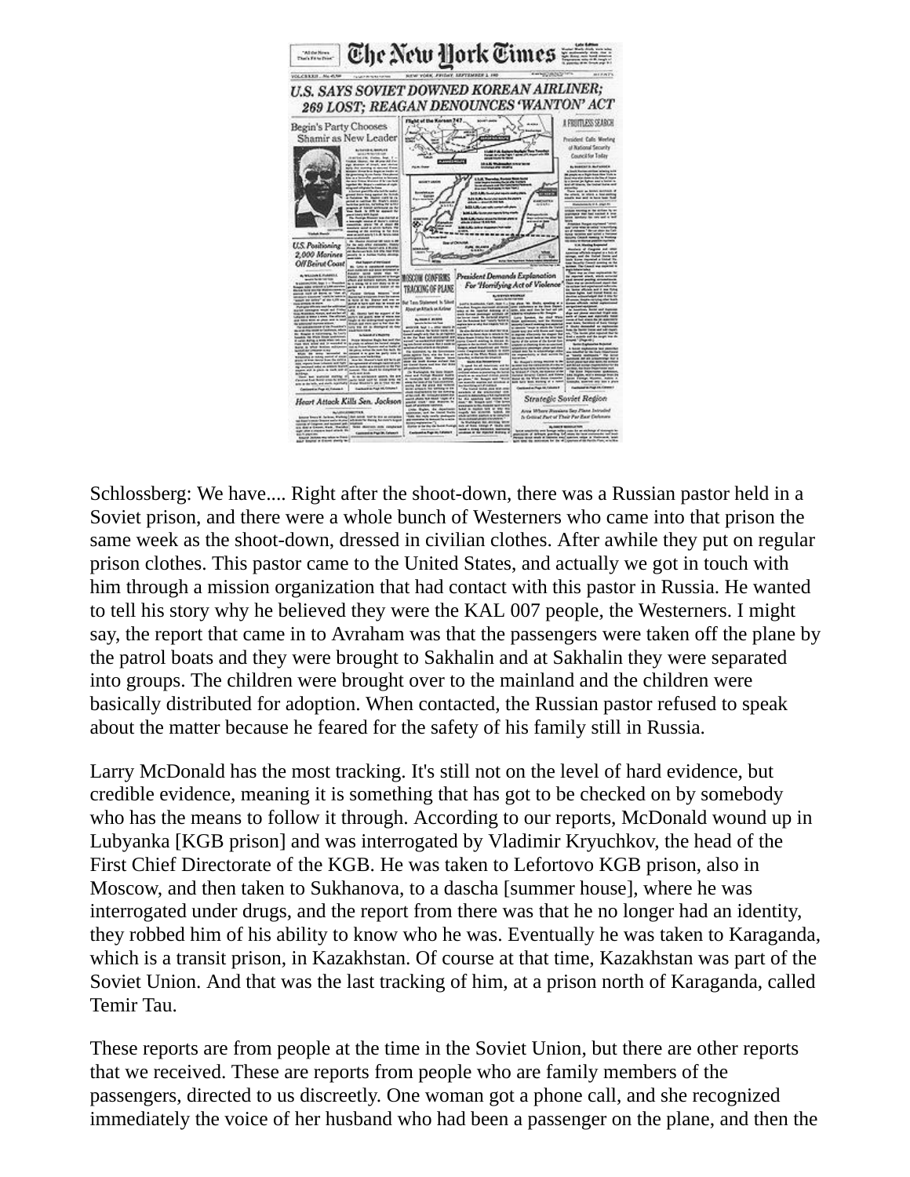Schlossberg: We have.... Right after the shoot-down, there was a Russian pastor held in a Soviet prison, and there were a whole bunch of Westerners who came into that prison the same week as the shoot-down, dressed in civilian clothes. After awhile they put on regular prison clothes. This pastor came to the United States, and actually we got in touch with him through a mission organization that had contact with this pastor in Russia. He wanted to tell his story why he believed they were the KAL 007 people, the Westerners. I might say, the report that came in to Avraham was that the passengers were taken off the plane by the patrol boats and they were brought to Sakhalin and at Sakhalin they were separated into groups. The children were brought over to the mainland and the children were basically distributed for adoption. When contacted, the Russian pastor refused to speak about the matter because he feared for the safety of his family still in Russia.

Larry McDonald has the most tracking. It's still not on the level of hard evidence, but credible evidence, meaning it is something that has got to be checked on by somebody who has the means to follow it through. According to our reports, McDonald wound up in Lubyanka [KGB prison] and was interrogated by Vladimir Kryuchkov, the head of the First Chief Directorate of the KGB. He was taken to Lefortovo KGB prison, also in Moscow, and then taken to Sukhanova, to a dascha [summer house], where he was interrogated under drugs, and the report from there was that he no longer had an identity, they robbed him of his ability to know who he was. Eventually he was taken to Karaganda, which is a transit prison, in Kazakhstan. Of course at that time, Kazakhstan was part of the Soviet Union. And that was the last tracking of him, at a prison north of Karaganda, called Temir Tau.

These reports are from people at the time in the Soviet Union, but there are other reports that we received. These are reports from people who are family members of the passengers, directed to us discreetly. One woman got a phone call, and she recognized immediately the voice of her husband who had been a passenger on the plane, and then the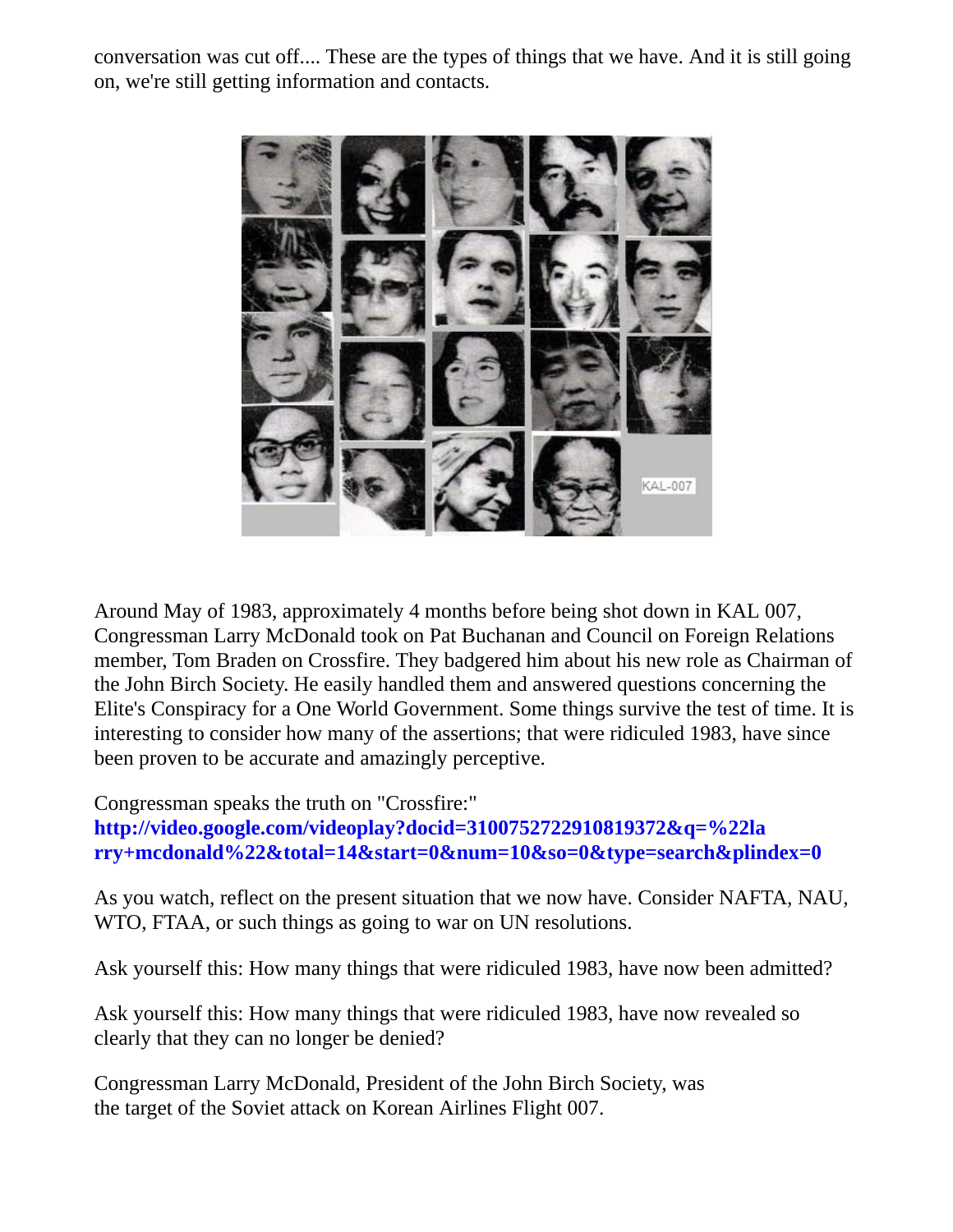conversation was cut off.... These are the types of things that we have. And it is still going on, we're still getting information and contacts.

Around May of 1983, approximately 4 months before being shot down in KAL 007, Congressman Larry McDonald took on Pat Buchanan and Council on Foreign Relations member, Tom Braden on Crossfire. They badgered him about his new role as Chairman of the John Birch Society. He easily handled them and answered questions concerning the Elite's Conspiracy for a One World Government. Some things survive the test of time. It is interesting to consider how many of the assertions; that were ridiculed 1983, have since been proven to be accurate and amazingly perceptive.

Congressman speaks the truth on "Crossfire:"
**http://video.google.com/videoplay?docid=3100752722910819372&q=%22larry+mcdonald%22&total=14&start=0&num=10&so=0&type=search&plindex=0**

As you watch, reflect on the present situation that we now have. Consider NAFTA, NAU, WTO, FTAA, or such things as going to war on UN resolutions.

Ask yourself this: How many things that were ridiculed 1983, have now been admitted?

Ask yourself this: How many things that were ridiculed 1983, have now revealed so clearly that they can no longer be denied?

Congressman Larry McDonald, President of the John Birch Society, was the target of the Soviet attack on Korean Airlines Flight 007.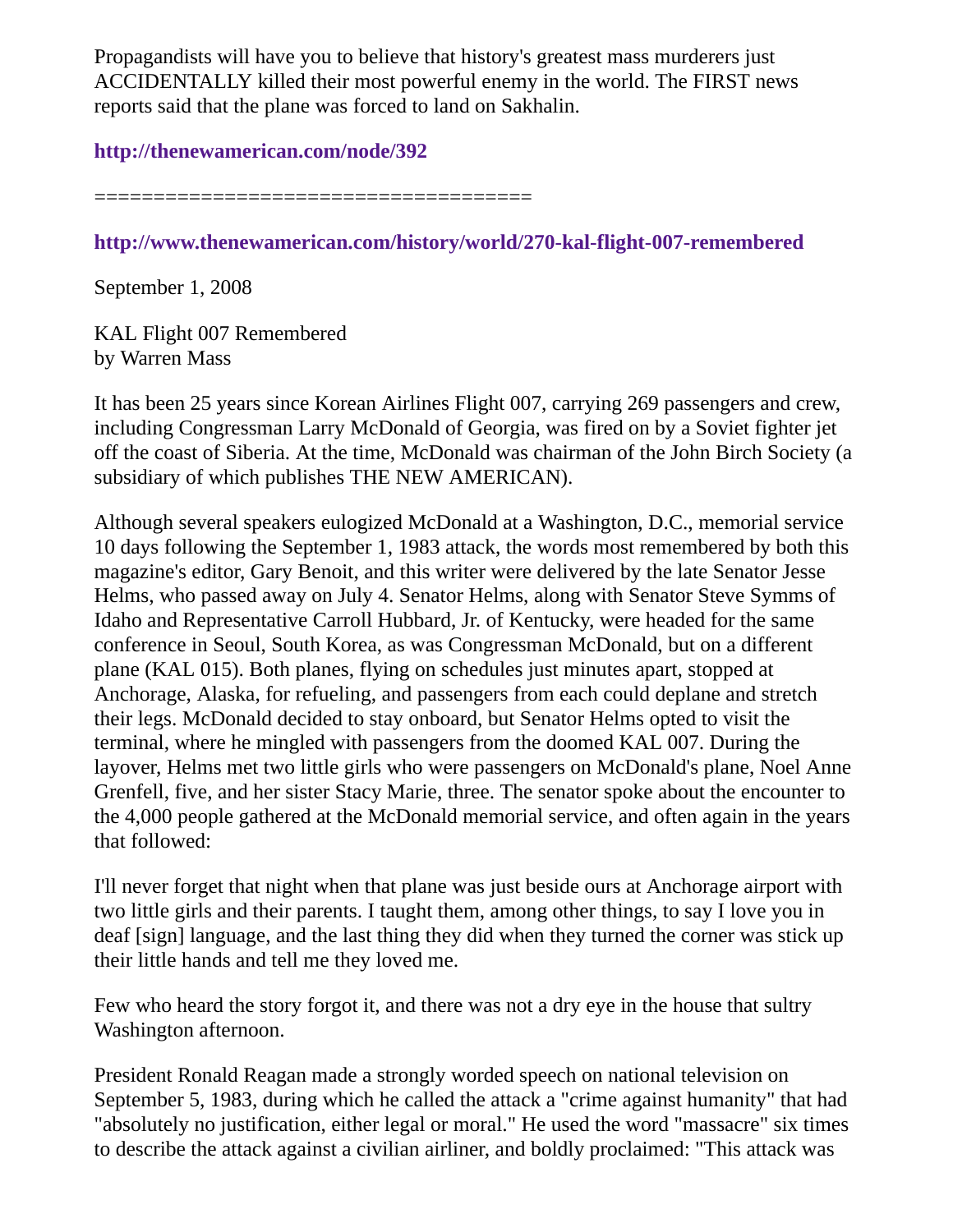Propagandists will have you to believe that history's greatest mass murderers just ACCIDENTALLY killed their most powerful enemy in the world. The FIRST news reports said that the plane was forced to land on Sakhalin.

**http://thenewamerican.com/node/392**

=====================================

**http://www.thenewamerican.com/history/world/270-kal-flight-007-remembered**

September 1, 2008

KAL Flight 007 Remembered
by Warren Mass

It has been 25 years since Korean Airlines Flight 007, carrying 269 passengers and crew, including Congressman Larry McDonald of Georgia, was fired on by a Soviet fighter jet off the coast of Siberia. At the time, McDonald was chairman of the John Birch Society (a subsidiary of which publishes THE NEW AMERICAN).

Although several speakers eulogized McDonald at a Washington, D.C., memorial service 10 days following the September 1, 1983 attack, the words most remembered by both this magazine's editor, Gary Benoit, and this writer were delivered by the late Senator Jesse Helms, who passed away on July 4. Senator Helms, along with Senator Steve Symms of Idaho and Representative Carroll Hubbard, Jr. of Kentucky, were headed for the same conference in Seoul, South Korea, as was Congressman McDonald, but on a different plane (KAL 015). Both planes, flying on schedules just minutes apart, stopped at Anchorage, Alaska, for refueling, and passengers from each could deplane and stretch their legs. McDonald decided to stay onboard, but Senator Helms opted to visit the terminal, where he mingled with passengers from the doomed KAL 007. During the layover, Helms met two little girls who were passengers on McDonald's plane, Noel Anne Grenfell, five, and her sister Stacy Marie, three. The senator spoke about the encounter to the 4,000 people gathered at the McDonald memorial service, and often again in the years that followed:

I'll never forget that night when that plane was just beside ours at Anchorage airport with two little girls and their parents. I taught them, among other things, to say I love you in deaf [sign] language, and the last thing they did when they turned the corner was stick up their little hands and tell me they loved me.

Few who heard the story forgot it, and there was not a dry eye in the house that sultry Washington afternoon.

President Ronald Reagan made a strongly worded speech on national television on September 5, 1983, during which he called the attack a "crime against humanity" that had "absolutely no justification, either legal or moral." He used the word "massacre" six times to describe the attack against a civilian airliner, and boldly proclaimed: "This attack was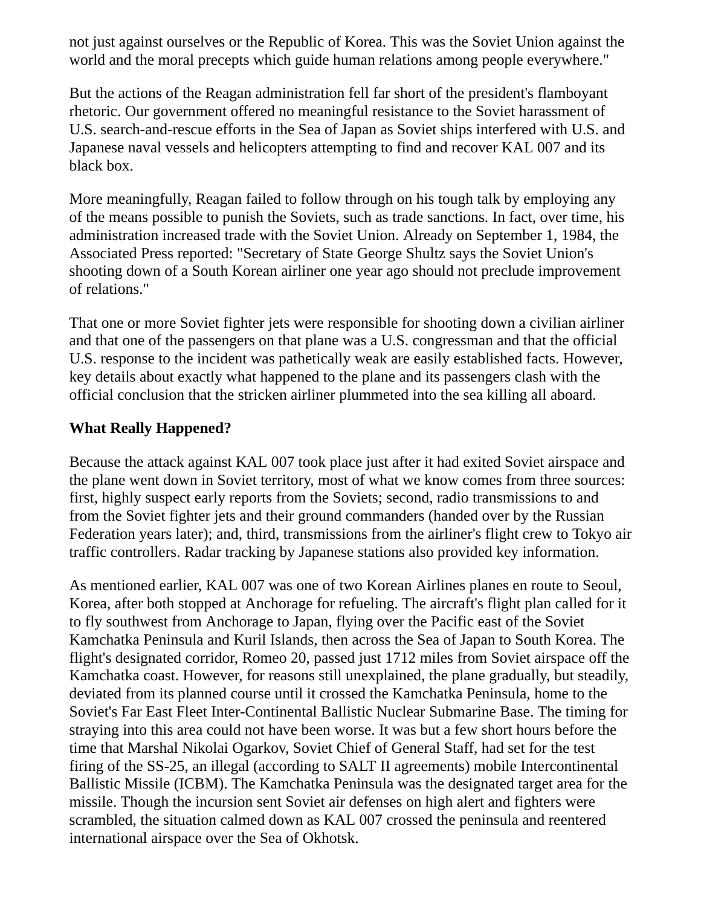not just against ourselves or the Republic of Korea. This was the Soviet Union against the world and the moral precepts which guide human relations among people everywhere."

But the actions of the Reagan administration fell far short of the president's flamboyant rhetoric. Our government offered no meaningful resistance to the Soviet harassment of U.S. search-and-rescue efforts in the Sea of Japan as Soviet ships interfered with U.S. and Japanese naval vessels and helicopters attempting to find and recover KAL 007 and its black box.

More meaningfully, Reagan failed to follow through on his tough talk by employing any of the means possible to punish the Soviets, such as trade sanctions. In fact, over time, his administration increased trade with the Soviet Union. Already on September 1, 1984, the Associated Press reported: "Secretary of State George Shultz says the Soviet Union's shooting down of a South Korean airliner one year ago should not preclude improvement of relations."

That one or more Soviet fighter jets were responsible for shooting down a civilian airliner and that one of the passengers on that plane was a U.S. congressman and that the official U.S. response to the incident was pathetically weak are easily established facts. However, key details about exactly what happened to the plane and its passengers clash with the official conclusion that the stricken airliner plummeted into the sea killing all aboard.

**What Really Happened?**

Because the attack against KAL 007 took place just after it had exited Soviet airspace and the plane went down in Soviet territory, most of what we know comes from three sources: first, highly suspect early reports from the Soviets; second, radio transmissions to and from the Soviet fighter jets and their ground commanders (handed over by the Russian Federation years later); and, third, transmissions from the airliner's flight crew to Tokyo air traffic controllers. Radar tracking by Japanese stations also provided key information.

As mentioned earlier, KAL 007 was one of two Korean Airlines planes en route to Seoul, Korea, after both stopped at Anchorage for refueling. The aircraft's flight plan called for it to fly southwest from Anchorage to Japan, flying over the Pacific east of the Soviet Kamchatka Peninsula and Kuril Islands, then across the Sea of Japan to South Korea. The flight's designated corridor, Romeo 20, passed just 1712 miles from Soviet airspace off the Kamchatka coast. However, for reasons still unexplained, the plane gradually, but steadily, deviated from its planned course until it crossed the Kamchatka Peninsula, home to the Soviet's Far East Fleet Inter-Continental Ballistic Nuclear Submarine Base. The timing for straying into this area could not have been worse. It was but a few short hours before the time that Marshal Nikolai Ogarkov, Soviet Chief of General Staff, had set for the test firing of the SS-25, an illegal (according to SALT II agreements) mobile Intercontinental Ballistic Missile (ICBM). The Kamchatka Peninsula was the designated target area for the missile. Though the incursion sent Soviet air defenses on high alert and fighters were scrambled, the situation calmed down as KAL 007 crossed the peninsula and reentered international airspace over the Sea of Okhotsk.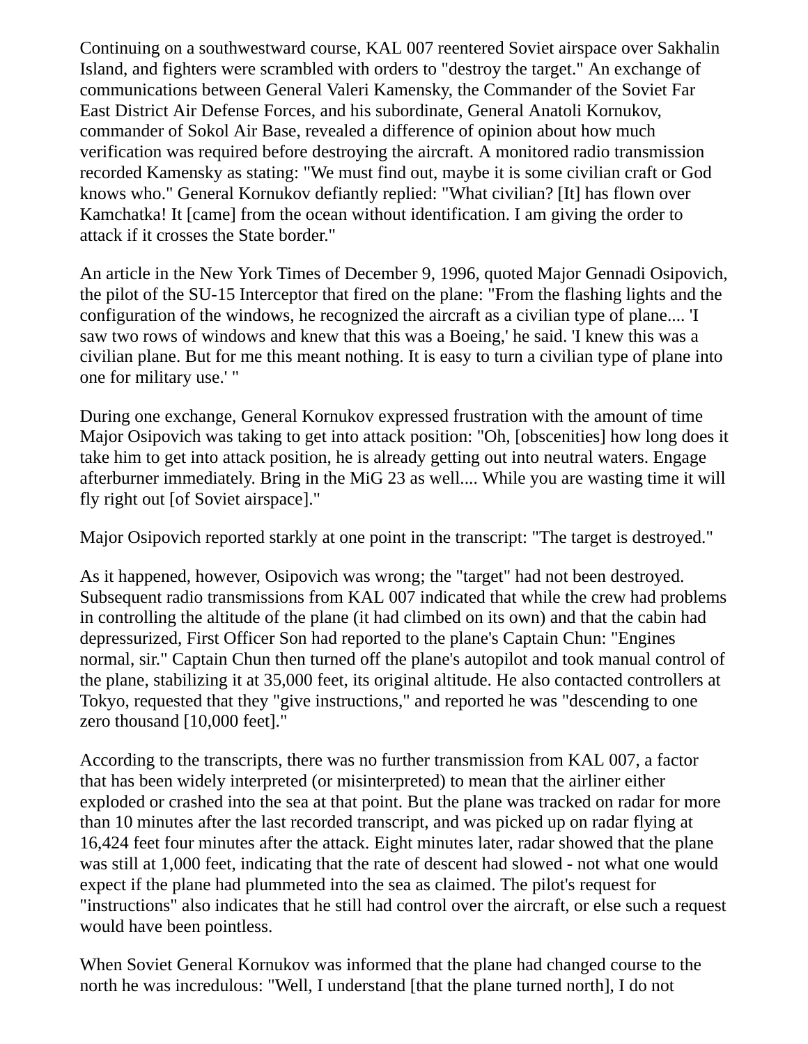Continuing on a southwestward course, KAL 007 reentered Soviet airspace over Sakhalin Island, and fighters were scrambled with orders to "destroy the target." An exchange of communications between General Valeri Kamensky, the Commander of the Soviet Far East District Air Defense Forces, and his subordinate, General Anatoli Kornukov, commander of Sokol Air Base, revealed a difference of opinion about how much verification was required before destroying the aircraft. A monitored radio transmission recorded Kamensky as stating: "We must find out, maybe it is some civilian craft or God knows who." General Kornukov defiantly replied: "What civilian? [It] has flown over Kamchatka! It [came] from the ocean without identification. I am giving the order to attack if it crosses the State border."

An article in the New York Times of December 9, 1996, quoted Major Gennadi Osipovich, the pilot of the SU-15 Interceptor that fired on the plane: "From the flashing lights and the configuration of the windows, he recognized the aircraft as a civilian type of plane.... 'I saw two rows of windows and knew that this was a Boeing,' he said. 'I knew this was a civilian plane. But for me this meant nothing. It is easy to turn a civilian type of plane into one for military use.' "

During one exchange, General Kornukov expressed frustration with the amount of time Major Osipovich was taking to get into attack position: "Oh, [obscenities] how long does it take him to get into attack position, he is already getting out into neutral waters. Engage afterburner immediately. Bring in the MiG 23 as well.... While you are wasting time it will fly right out [of Soviet airspace]."

Major Osipovich reported starkly at one point in the transcript: "The target is destroyed."

As it happened, however, Osipovich was wrong; the "target" had not been destroyed. Subsequent radio transmissions from KAL 007 indicated that while the crew had problems in controlling the altitude of the plane (it had climbed on its own) and that the cabin had depressurized, First Officer Son had reported to the plane's Captain Chun: "Engines normal, sir." Captain Chun then turned off the plane's autopilot and took manual control of the plane, stabilizing it at 35,000 feet, its original altitude. He also contacted controllers at Tokyo, requested that they "give instructions," and reported he was "descending to one zero thousand [10,000 feet]."

According to the transcripts, there was no further transmission from KAL 007, a factor that has been widely interpreted (or misinterpreted) to mean that the airliner either exploded or crashed into the sea at that point. But the plane was tracked on radar for more than 10 minutes after the last recorded transcript, and was picked up on radar flying at 16,424 feet four minutes after the attack. Eight minutes later, radar showed that the plane was still at 1,000 feet, indicating that the rate of descent had slowed - not what one would expect if the plane had plummeted into the sea as claimed. The pilot's request for "instructions" also indicates that he still had control over the aircraft, or else such a request would have been pointless.

When Soviet General Kornukov was informed that the plane had changed course to the north he was incredulous: "Well, I understand [that the plane turned north], I do not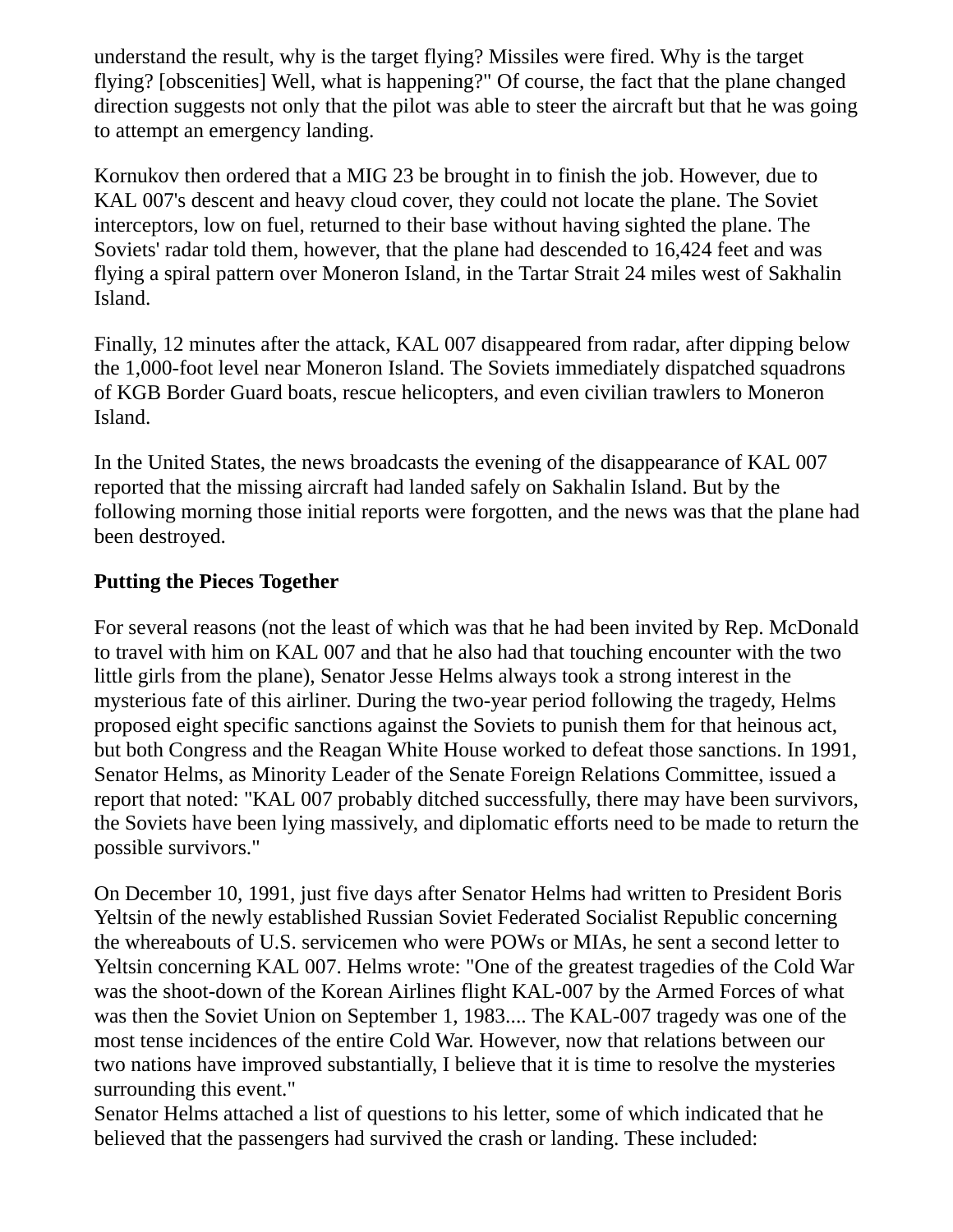understand the result, why is the target flying? Missiles were fired. Why is the target flying? [obscenities] Well, what is happening?" Of course, the fact that the plane changed direction suggests not only that the pilot was able to steer the aircraft but that he was going to attempt an emergency landing.

Kornukov then ordered that a MIG 23 be brought in to finish the job. However, due to KAL 007's descent and heavy cloud cover, they could not locate the plane. The Soviet interceptors, low on fuel, returned to their base without having sighted the plane. The Soviets' radar told them, however, that the plane had descended to 16,424 feet and was flying a spiral pattern over Moneron Island, in the Tartar Strait 24 miles west of Sakhalin Island.

Finally, 12 minutes after the attack, KAL 007 disappeared from radar, after dipping below the 1,000-foot level near Moneron Island. The Soviets immediately dispatched squadrons of KGB Border Guard boats, rescue helicopters, and even civilian trawlers to Moneron Island.

In the United States, the news broadcasts the evening of the disappearance of KAL 007 reported that the missing aircraft had landed safely on Sakhalin Island. But by the following morning those initial reports were forgotten, and the news was that the plane had been destroyed.

**Putting the Pieces Together**

For several reasons (not the least of which was that he had been invited by Rep. McDonald to travel with him on KAL 007 and that he also had that touching encounter with the two little girls from the plane), Senator Jesse Helms always took a strong interest in the mysterious fate of this airliner. During the two-year period following the tragedy, Helms proposed eight specific sanctions against the Soviets to punish them for that heinous act, but both Congress and the Reagan White House worked to defeat those sanctions. In 1991, Senator Helms, as Minority Leader of the Senate Foreign Relations Committee, issued a report that noted: "KAL 007 probably ditched successfully, there may have been survivors, the Soviets have been lying massively, and diplomatic efforts need to be made to return the possible survivors."

On December 10, 1991, just five days after Senator Helms had written to President Boris Yeltsin of the newly established Russian Soviet Federated Socialist Republic concerning the whereabouts of U.S. servicemen who were POWs or MIAs, he sent a second letter to Yeltsin concerning KAL 007. Helms wrote: "One of the greatest tragedies of the Cold War was the shoot-down of the Korean Airlines flight KAL-007 by the Armed Forces of what was then the Soviet Union on September 1, 1983.... The KAL-007 tragedy was one of the most tense incidences of the entire Cold War. However, now that relations between our two nations have improved substantially, I believe that it is time to resolve the mysteries surrounding this event."
Senator Helms attached a list of questions to his letter, some of which indicated that he believed that the passengers had survived the crash or landing. These included: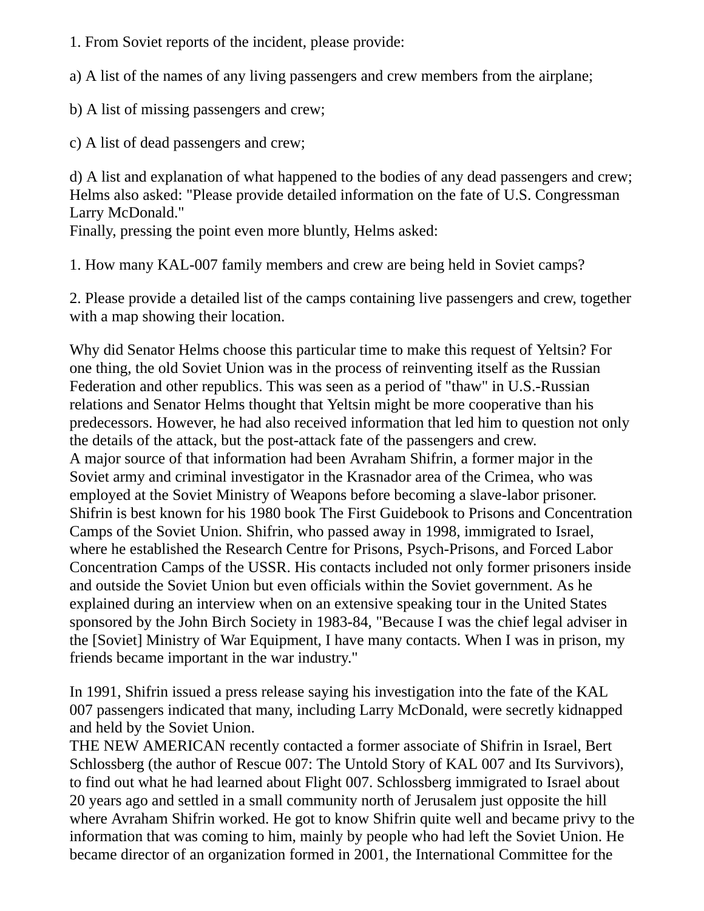1. From Soviet reports of the incident, please provide:

a) A list of the names of any living passengers and crew members from the airplane;

b) A list of missing passengers and crew;

c) A list of dead passengers and crew;

d) A list and explanation of what happened to the bodies of any dead passengers and crew;
Helms also asked: "Please provide detailed information on the fate of U.S. Congressman Larry McDonald."
Finally, pressing the point even more bluntly, Helms asked:

1. How many KAL-007 family members and crew are being held in Soviet camps?

2. Please provide a detailed list of the camps containing live passengers and crew, together with a map showing their location.

Why did Senator Helms choose this particular time to make this request of Yeltsin? For one thing, the old Soviet Union was in the process of reinventing itself as the Russian Federation and other republics. This was seen as a period of "thaw" in U.S.-Russian relations and Senator Helms thought that Yeltsin might be more cooperative than his predecessors. However, he had also received information that led him to question not only the details of the attack, but the post-attack fate of the passengers and crew.
A major source of that information had been Avraham Shifrin, a former major in the Soviet army and criminal investigator in the Krasnador area of the Crimea, who was employed at the Soviet Ministry of Weapons before becoming a slave-labor prisoner. Shifrin is best known for his 1980 book The First Guidebook to Prisons and Concentration Camps of the Soviet Union. Shifrin, who passed away in 1998, immigrated to Israel, where he established the Research Centre for Prisons, Psych-Prisons, and Forced Labor Concentration Camps of the USSR. His contacts included not only former prisoners inside and outside the Soviet Union but even officials within the Soviet government. As he explained during an interview when on an extensive speaking tour in the United States sponsored by the John Birch Society in 1983-84, "Because I was the chief legal adviser in the [Soviet] Ministry of War Equipment, I have many contacts. When I was in prison, my friends became important in the war industry."

In 1991, Shifrin issued a press release saying his investigation into the fate of the KAL 007 passengers indicated that many, including Larry McDonald, were secretly kidnapped and held by the Soviet Union.
THE NEW AMERICAN recently contacted a former associate of Shifrin in Israel, Bert Schlossberg (the author of Rescue 007: The Untold Story of KAL 007 and Its Survivors), to find out what he had learned about Flight 007. Schlossberg immigrated to Israel about 20 years ago and settled in a small community north of Jerusalem just opposite the hill where Avraham Shifrin worked. He got to know Shifrin quite well and became privy to the information that was coming to him, mainly by people who had left the Soviet Union. He became director of an organization formed in 2001, the International Committee for the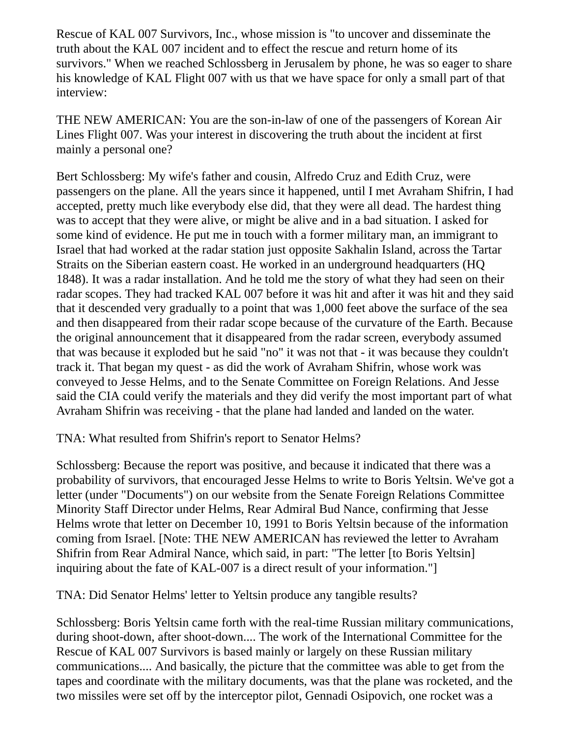Rescue of KAL 007 Survivors, Inc., whose mission is "to uncover and disseminate the truth about the KAL 007 incident and to effect the rescue and return home of its survivors." When we reached Schlossberg in Jerusalem by phone, he was so eager to share his knowledge of KAL Flight 007 with us that we have space for only a small part of that interview:

THE NEW AMERICAN: You are the son-in-law of one of the passengers of Korean Air Lines Flight 007. Was your interest in discovering the truth about the incident at first mainly a personal one?

Bert Schlossberg: My wife's father and cousin, Alfredo Cruz and Edith Cruz, were passengers on the plane. All the years since it happened, until I met Avraham Shifrin, I had accepted, pretty much like everybody else did, that they were all dead. The hardest thing was to accept that they were alive, or might be alive and in a bad situation. I asked for some kind of evidence. He put me in touch with a former military man, an immigrant to Israel that had worked at the radar station just opposite Sakhalin Island, across the Tartar Straits on the Siberian eastern coast. He worked in an underground headquarters (HQ 1848). It was a radar installation. And he told me the story of what they had seen on their radar scopes. They had tracked KAL 007 before it was hit and after it was hit and they said that it descended very gradually to a point that was 1,000 feet above the surface of the sea and then disappeared from their radar scope because of the curvature of the Earth. Because the original announcement that it disappeared from the radar screen, everybody assumed that was because it exploded but he said "no" it was not that - it was because they couldn't track it. That began my quest - as did the work of Avraham Shifrin, whose work was conveyed to Jesse Helms, and to the Senate Committee on Foreign Relations. And Jesse said the CIA could verify the materials and they did verify the most important part of what Avraham Shifrin was receiving - that the plane had landed and landed on the water.

TNA: What resulted from Shifrin's report to Senator Helms?

Schlossberg: Because the report was positive, and because it indicated that there was a probability of survivors, that encouraged Jesse Helms to write to Boris Yeltsin. We've got a letter (under "Documents") on our website from the Senate Foreign Relations Committee Minority Staff Director under Helms, Rear Admiral Bud Nance, confirming that Jesse Helms wrote that letter on December 10, 1991 to Boris Yeltsin because of the information coming from Israel. [Note: THE NEW AMERICAN has reviewed the letter to Avraham Shifrin from Rear Admiral Nance, which said, in part: "The letter [to Boris Yeltsin] inquiring about the fate of KAL-007 is a direct result of your information."]

TNA: Did Senator Helms' letter to Yeltsin produce any tangible results?

Schlossberg: Boris Yeltsin came forth with the real-time Russian military communications, during shoot-down, after shoot-down.... The work of the International Committee for the Rescue of KAL 007 Survivors is based mainly or largely on these Russian military communications.... And basically, the picture that the committee was able to get from the tapes and coordinate with the military documents, was that the plane was rocketed, and the two missiles were set off by the interceptor pilot, Gennadi Osipovich, one rocket was a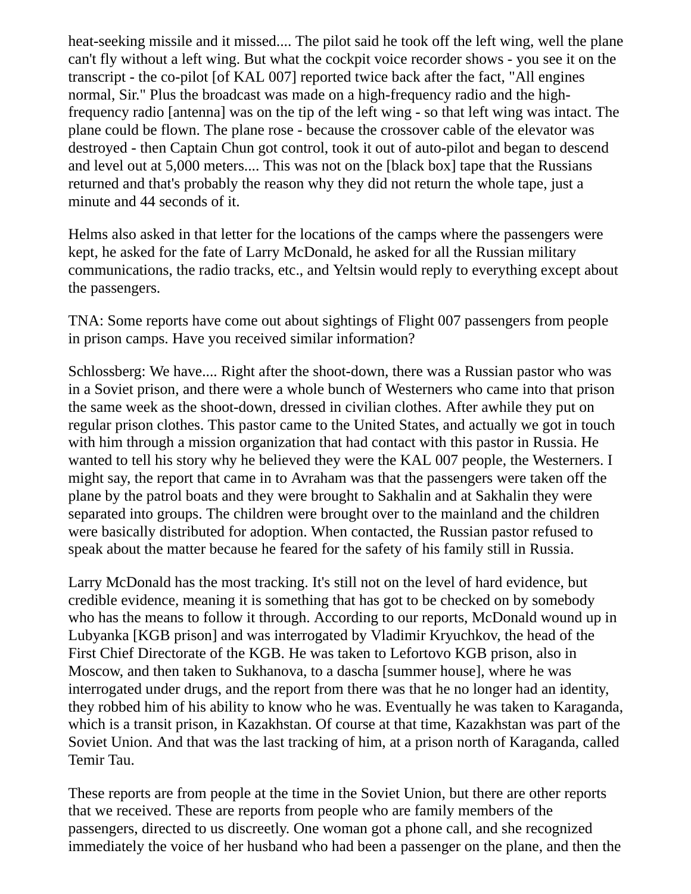heat-seeking missile and it missed.... The pilot said he took off the left wing, well the plane can't fly without a left wing. But what the cockpit voice recorder shows - you see it on the transcript - the co-pilot [of KAL 007] reported twice back after the fact, "All engines normal, Sir." Plus the broadcast was made on a high-frequency radio and the high-frequency radio [antenna] was on the tip of the left wing - so that left wing was intact. The plane could be flown. The plane rose - because the crossover cable of the elevator was destroyed - then Captain Chun got control, took it out of auto-pilot and began to descend and level out at 5,000 meters.... This was not on the [black box] tape that the Russians returned and that's probably the reason why they did not return the whole tape, just a minute and 44 seconds of it.

Helms also asked in that letter for the locations of the camps where the passengers were kept, he asked for the fate of Larry McDonald, he asked for all the Russian military communications, the radio tracks, etc., and Yeltsin would reply to everything except about the passengers.

TNA: Some reports have come out about sightings of Flight 007 passengers from people in prison camps. Have you received similar information?

Schlossberg: We have.... Right after the shoot-down, there was a Russian pastor who was in a Soviet prison, and there were a whole bunch of Westerners who came into that prison the same week as the shoot-down, dressed in civilian clothes. After awhile they put on regular prison clothes. This pastor came to the United States, and actually we got in touch with him through a mission organization that had contact with this pastor in Russia. He wanted to tell his story why he believed they were the KAL 007 people, the Westerners. I might say, the report that came in to Avraham was that the passengers were taken off the plane by the patrol boats and they were brought to Sakhalin and at Sakhalin they were separated into groups. The children were brought over to the mainland and the children were basically distributed for adoption. When contacted, the Russian pastor refused to speak about the matter because he feared for the safety of his family still in Russia.

Larry McDonald has the most tracking. It's still not on the level of hard evidence, but credible evidence, meaning it is something that has got to be checked on by somebody who has the means to follow it through. According to our reports, McDonald wound up in Lubyanka [KGB prison] and was interrogated by Vladimir Kryuchkov, the head of the First Chief Directorate of the KGB. He was taken to Lefortovo KGB prison, also in Moscow, and then taken to Sukhanova, to a dascha [summer house], where he was interrogated under drugs, and the report from there was that he no longer had an identity, they robbed him of his ability to know who he was. Eventually he was taken to Karaganda, which is a transit prison, in Kazakhstan. Of course at that time, Kazakhstan was part of the Soviet Union. And that was the last tracking of him, at a prison north of Karaganda, called Temir Tau.

These reports are from people at the time in the Soviet Union, but there are other reports that we received. These are reports from people who are family members of the passengers, directed to us discreetly. One woman got a phone call, and she recognized immediately the voice of her husband who had been a passenger on the plane, and then the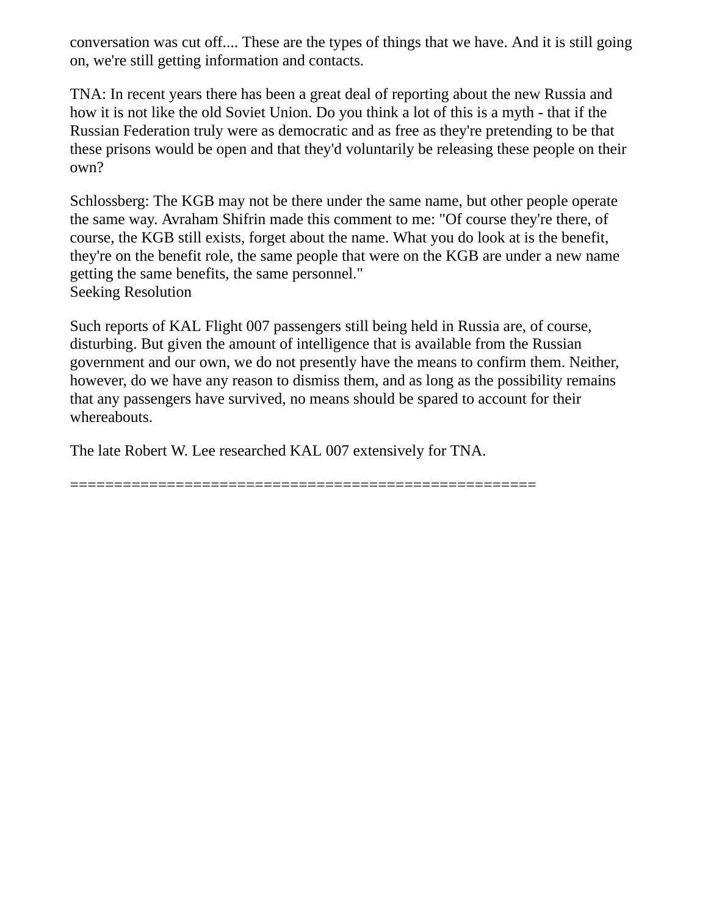conversation was cut off.... These are the types of things that we have. And it is still going on, we're still getting information and contacts.

TNA: In recent years there has been a great deal of reporting about the new Russia and how it is not like the old Soviet Union. Do you think a lot of this is a myth - that if the Russian Federation truly were as democratic and as free as they're pretending to be that these prisons would be open and that they'd voluntarily be releasing these people on their own?

Schlossberg: The KGB may not be there under the same name, but other people operate the same way. Avraham Shifrin made this comment to me: "Of course they're there, of course, the KGB still exists, forget about the name. What you do look at is the benefit, they're on the benefit role, the same people that were on the KGB are under a new name getting the same benefits, the same personnel."

## Seeking Resolution

Such reports of KAL Flight 007 passengers still being held in Russia are, of course, disturbing. But given the amount of intelligence that is available from the Russian government and our own, we do not presently have the means to confirm them. Neither, however, do we have any reason to dismiss them, and as long as the possibility remains that any passengers have survived, no means should be spared to account for their whereabouts.

The late Robert W. Lee researched KAL 007 extensively for TNA.

=====================================================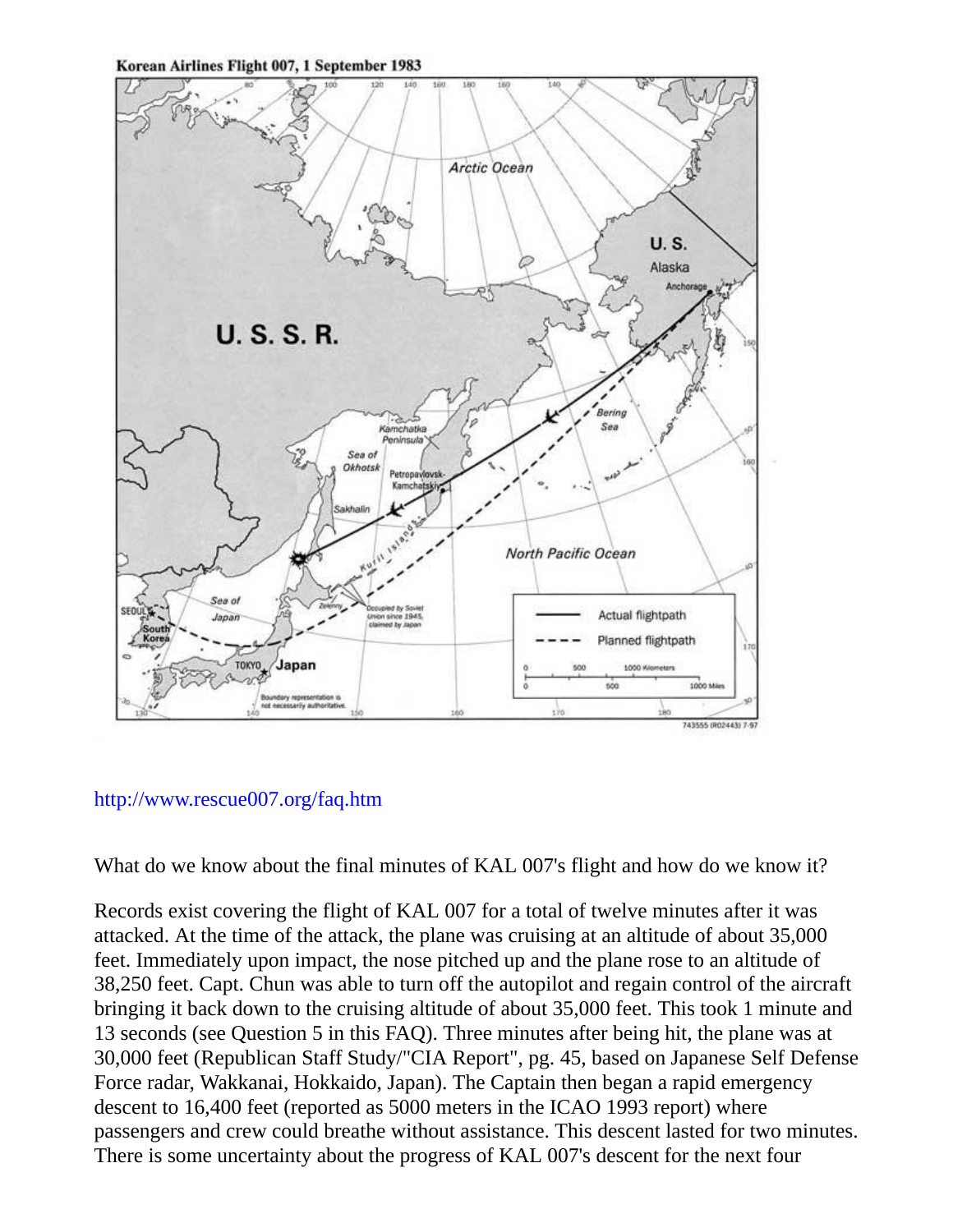**Korean Airlines Flight 007, 1 September 1983**

http://www.rescue007.org/faq.htm

What do we know about the final minutes of KAL 007's flight and how do we know it?

Records exist covering the flight of KAL 007 for a total of twelve minutes after it was attacked. At the time of the attack, the plane was cruising at an altitude of about 35,000 feet. Immediately upon impact, the nose pitched up and the plane rose to an altitude of 38,250 feet. Capt. Chun was able to turn off the autopilot and regain control of the aircraft bringing it back down to the cruising altitude of about 35,000 feet. This took 1 minute and 13 seconds (see Question 5 in this FAQ). Three minutes after being hit, the plane was at 30,000 feet (Republican Staff Study/"CIA Report", pg. 45, based on Japanese Self Defense Force radar, Wakkanai, Hokkaido, Japan). The Captain then began a rapid emergency descent to 16,400 feet (reported as 5000 meters in the ICAO 1993 report) where passengers and crew could breathe without assistance. This descent lasted for two minutes. There is some uncertainty about the progress of KAL 007's descent for the next four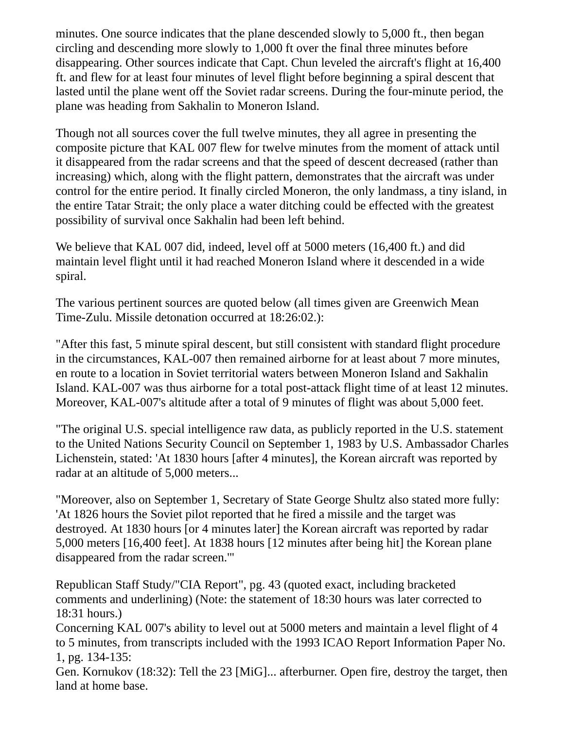minutes. One source indicates that the plane descended slowly to 5,000 ft., then began circling and descending more slowly to 1,000 ft over the final three minutes before disappearing. Other sources indicate that Capt. Chun leveled the aircraft's flight at 16,400 ft. and flew for at least four minutes of level flight before beginning a spiral descent that lasted until the plane went off the Soviet radar screens. During the four-minute period, the plane was heading from Sakhalin to Moneron Island.

Though not all sources cover the full twelve minutes, they all agree in presenting the composite picture that KAL 007 flew for twelve minutes from the moment of attack until it disappeared from the radar screens and that the speed of descent decreased (rather than increasing) which, along with the flight pattern, demonstrates that the aircraft was under control for the entire period. It finally circled Moneron, the only landmass, a tiny island, in the entire Tatar Strait; the only place a water ditching could be effected with the greatest possibility of survival once Sakhalin had been left behind.

We believe that KAL 007 did, indeed, level off at 5000 meters (16,400 ft.) and did maintain level flight until it had reached Moneron Island where it descended in a wide spiral.

The various pertinent sources are quoted below (all times given are Greenwich Mean Time-Zulu. Missile detonation occurred at 18:26:02.):

"After this fast, 5 minute spiral descent, but still consistent with standard flight procedure in the circumstances, KAL-007 then remained airborne for at least about 7 more minutes, en route to a location in Soviet territorial waters between Moneron Island and Sakhalin Island. KAL-007 was thus airborne for a total post-attack flight time of at least 12 minutes. Moreover, KAL-007's altitude after a total of 9 minutes of flight was about 5,000 feet.

"The original U.S. special intelligence raw data, as publicly reported in the U.S. statement to the United Nations Security Council on September 1, 1983 by U.S. Ambassador Charles Lichenstein, stated: 'At 1830 hours [after 4 minutes], the Korean aircraft was reported by radar at an altitude of 5,000 meters...

"Moreover, also on September 1, Secretary of State George Shultz also stated more fully: 'At 1826 hours the Soviet pilot reported that he fired a missile and the target was destroyed. At 1830 hours [or 4 minutes later] the Korean aircraft was reported by radar 5,000 meters [16,400 feet]. At 1838 hours [12 minutes after being hit] the Korean plane disappeared from the radar screen.'"

Republican Staff Study/"CIA Report", pg. 43 (quoted exact, including bracketed comments and underlining) (Note: the statement of 18:30 hours was later corrected to 18:31 hours.)
Concerning KAL 007's ability to level out at 5000 meters and maintain a level flight of 4 to 5 minutes, from transcripts included with the 1993 ICAO Report Information Paper No. 1, pg. 134-135:
Gen. Kornukov (18:32): Tell the 23 [MiG]... afterburner. Open fire, destroy the target, then land at home base.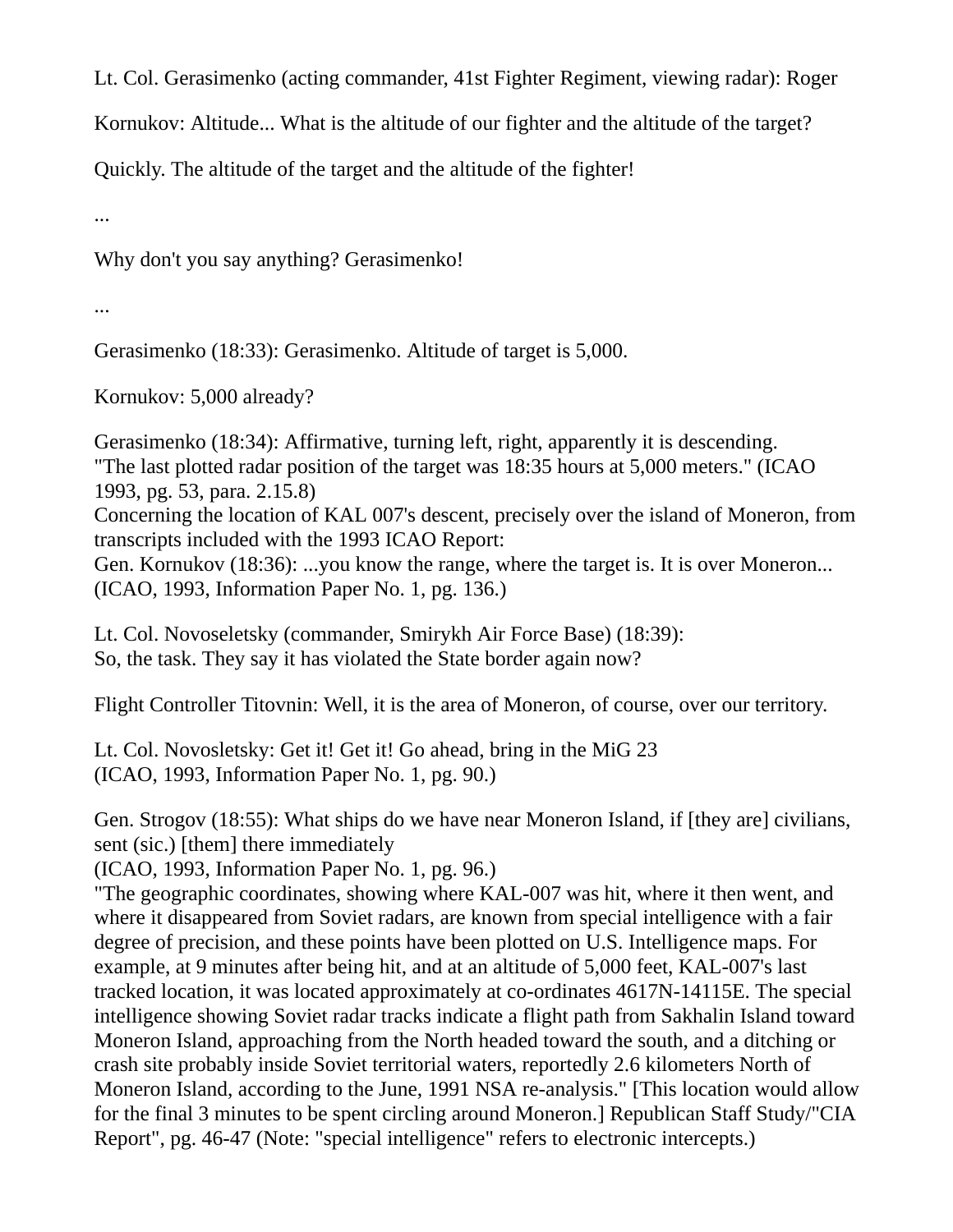Lt. Col. Gerasimenko (acting commander, 41st Fighter Regiment, viewing radar): Roger

Kornukov: Altitude... What is the altitude of our fighter and the altitude of the target?

Quickly. The altitude of the target and the altitude of the fighter!

...

Why don't you say anything? Gerasimenko!

...

Gerasimenko (18:33): Gerasimenko. Altitude of target is 5,000.

Kornukov: 5,000 already?

Gerasimenko (18:34): Affirmative, turning left, right, apparently it is descending.
"The last plotted radar position of the target was 18:35 hours at 5,000 meters." (ICAO 1993, pg. 53, para. 2.15.8)
Concerning the location of KAL 007's descent, precisely over the island of Moneron, from transcripts included with the 1993 ICAO Report:
Gen. Kornukov (18:36): ...you know the range, where the target is. It is over Moneron...
(ICAO, 1993, Information Paper No. 1, pg. 136.)

Lt. Col. Novoseletsky (commander, Smirykh Air Force Base) (18:39):
So, the task. They say it has violated the State border again now?

Flight Controller Titovnin: Well, it is the area of Moneron, of course, over our territory.

Lt. Col. Novosletsky: Get it! Get it! Go ahead, bring in the MiG 23
(ICAO, 1993, Information Paper No. 1, pg. 90.)

Gen. Strogov (18:55): What ships do we have near Moneron Island, if [they are] civilians, sent (sic.) [them] there immediately
(ICAO, 1993, Information Paper No. 1, pg. 96.)
"The geographic coordinates, showing where KAL-007 was hit, where it then went, and where it disappeared from Soviet radars, are known from special intelligence with a fair degree of precision, and these points have been plotted on U.S. Intelligence maps. For example, at 9 minutes after being hit, and at an altitude of 5,000 feet, KAL-007's last tracked location, it was located approximately at co-ordinates 4617N-14115E. The special intelligence showing Soviet radar tracks indicate a flight path from Sakhalin Island toward Moneron Island, approaching from the North headed toward the south, and a ditching or crash site probably inside Soviet territorial waters, reportedly 2.6 kilometers North of Moneron Island, according to the June, 1991 NSA re-analysis." [This location would allow for the final 3 minutes to be spent circling around Moneron.] Republican Staff Study/"CIA Report", pg. 46-47 (Note: "special intelligence" refers to electronic intercepts.)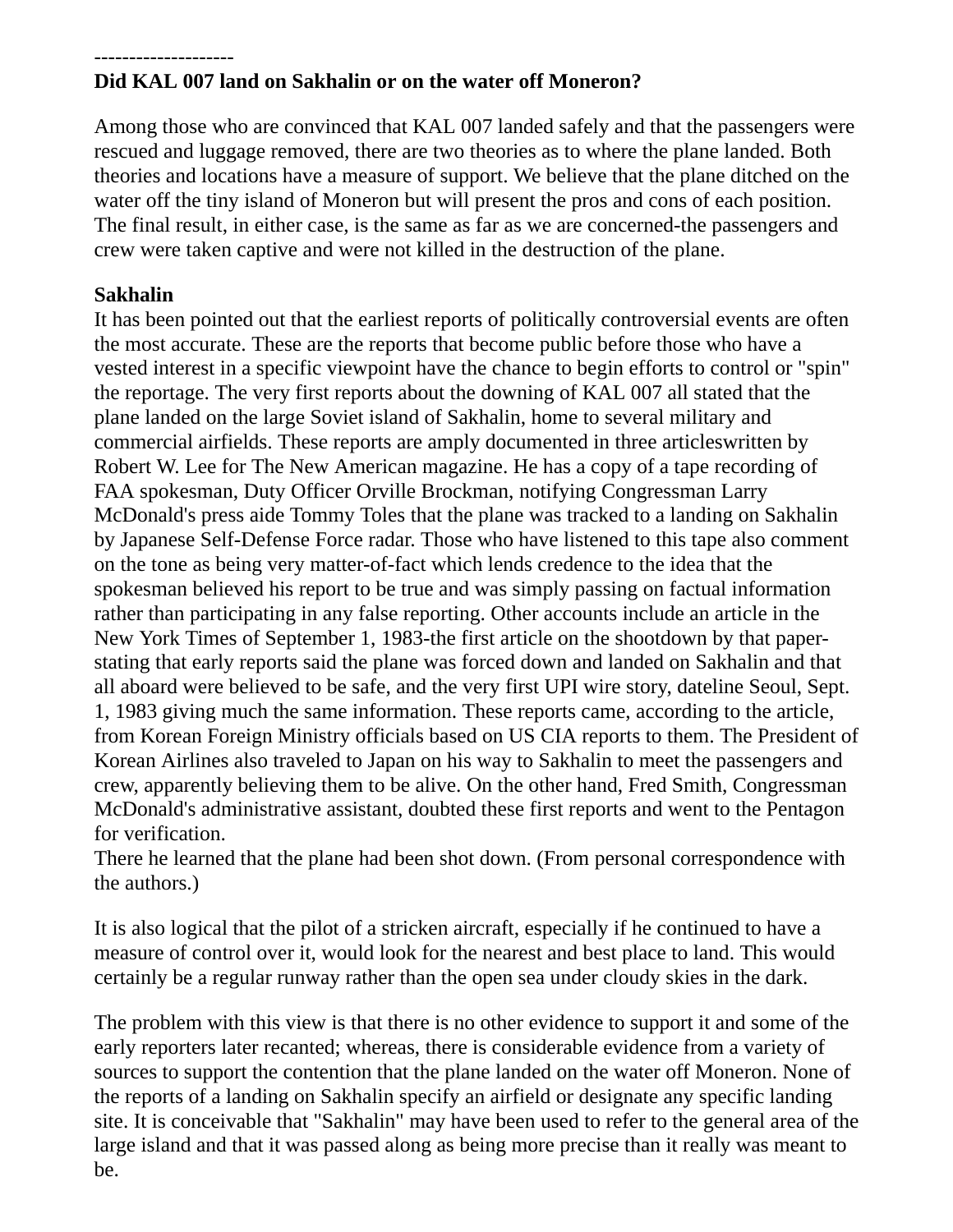--------------------

**Did KAL 007 land on Sakhalin or on the water off Moneron?**

Among those who are convinced that KAL 007 landed safely and that the passengers were rescued and luggage removed, there are two theories as to where the plane landed. Both theories and locations have a measure of support. We believe that the plane ditched on the water off the tiny island of Moneron but will present the pros and cons of each position. The final result, in either case, is the same as far as we are concerned-the passengers and crew were taken captive and were not killed in the destruction of the plane.

**Sakhalin**

It has been pointed out that the earliest reports of politically controversial events are often the most accurate. These are the reports that become public before those who have a vested interest in a specific viewpoint have the chance to begin efforts to control or "spin" the reportage. The very first reports about the downing of KAL 007 all stated that the plane landed on the large Soviet island of Sakhalin, home to several military and commercial airfields. These reports are amply documented in three articleswritten by Robert W. Lee for The New American magazine. He has a copy of a tape recording of FAA spokesman, Duty Officer Orville Brockman, notifying Congressman Larry McDonald's press aide Tommy Toles that the plane was tracked to a landing on Sakhalin by Japanese Self-Defense Force radar. Those who have listened to this tape also comment on the tone as being very matter-of-fact which lends credence to the idea that the spokesman believed his report to be true and was simply passing on factual information rather than participating in any false reporting. Other accounts include an article in the New York Times of September 1, 1983-the first article on the shootdown by that paper-stating that early reports said the plane was forced down and landed on Sakhalin and that all aboard were believed to be safe, and the very first UPI wire story, dateline Seoul, Sept. 1, 1983 giving much the same information. These reports came, according to the article, from Korean Foreign Ministry officials based on US CIA reports to them. The President of Korean Airlines also traveled to Japan on his way to Sakhalin to meet the passengers and crew, apparently believing them to be alive. On the other hand, Fred Smith, Congressman McDonald's administrative assistant, doubted these first reports and went to the Pentagon for verification.
There he learned that the plane had been shot down. (From personal correspondence with the authors.)

It is also logical that the pilot of a stricken aircraft, especially if he continued to have a measure of control over it, would look for the nearest and best place to land. This would certainly be a regular runway rather than the open sea under cloudy skies in the dark.

The problem with this view is that there is no other evidence to support it and some of the early reporters later recanted; whereas, there is considerable evidence from a variety of sources to support the contention that the plane landed on the water off Moneron. None of the reports of a landing on Sakhalin specify an airfield or designate any specific landing site. It is conceivable that "Sakhalin" may have been used to refer to the general area of the large island and that it was passed along as being more precise than it really was meant to be.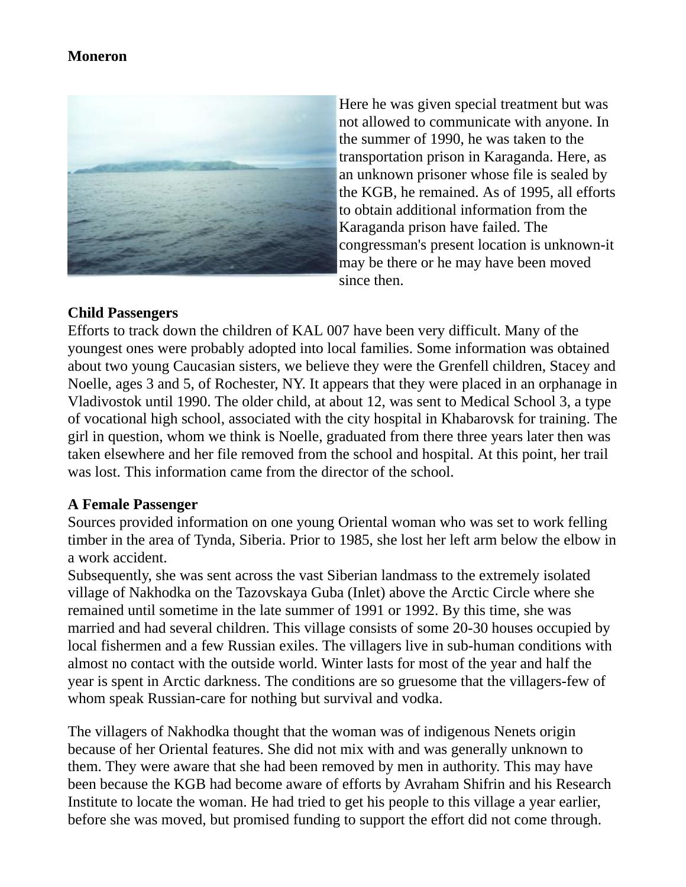**Moneron**

Here he was given special treatment but was not allowed to communicate with anyone. In the summer of 1990, he was taken to the transportation prison in Karaganda. Here, as an unknown prisoner whose file is sealed by the KGB, he remained. As of 1995, all efforts to obtain additional information from the Karaganda prison have failed. The congressman's present location is unknown-it may be there or he may have been moved since then.

**Child Passengers**

Efforts to track down the children of KAL 007 have been very difficult. Many of the youngest ones were probably adopted into local families. Some information was obtained about two young Caucasian sisters, we believe they were the Grenfell children, Stacey and Noelle, ages 3 and 5, of Rochester, NY. It appears that they were placed in an orphanage in Vladivostok until 1990. The older child, at about 12, was sent to Medical School 3, a type of vocational high school, associated with the city hospital in Khabarovsk for training. The girl in question, whom we think is Noelle, graduated from there three years later then was taken elsewhere and her file removed from the school and hospital. At this point, her trail was lost. This information came from the director of the school.

**A Female Passenger**

Sources provided information on one young Oriental woman who was set to work felling timber in the area of Tynda, Siberia. Prior to 1985, she lost her left arm below the elbow in a work accident.

Subsequently, she was sent across the vast Siberian landmass to the extremely isolated village of Nakhodka on the Tazovskaya Guba (Inlet) above the Arctic Circle where she remained until sometime in the late summer of 1991 or 1992. By this time, she was married and had several children. This village consists of some 20-30 houses occupied by local fishermen and a few Russian exiles. The villagers live in sub-human conditions with almost no contact with the outside world. Winter lasts for most of the year and half the year is spent in Arctic darkness. The conditions are so gruesome that the villagers-few of whom speak Russian-care for nothing but survival and vodka.

The villagers of Nakhodka thought that the woman was of indigenous Nenets origin because of her Oriental features. She did not mix with and was generally unknown to them. They were aware that she had been removed by men in authority. This may have been because the KGB had become aware of efforts by Avraham Shifrin and his Research Institute to locate the woman. He had tried to get his people to this village a year earlier, before she was moved, but promised funding to support the effort did not come through.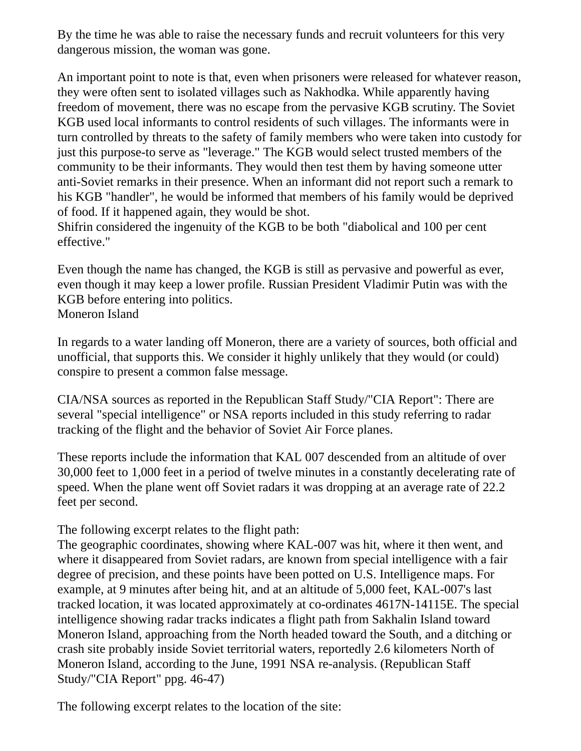By the time he was able to raise the necessary funds and recruit volunteers for this very dangerous mission, the woman was gone.

An important point to note is that, even when prisoners were released for whatever reason, they were often sent to isolated villages such as Nakhodka. While apparently having freedom of movement, there was no escape from the pervasive KGB scrutiny. The Soviet KGB used local informants to control residents of such villages. The informants were in turn controlled by threats to the safety of family members who were taken into custody for just this purpose-to serve as "leverage." The KGB would select trusted members of the community to be their informants. They would then test them by having someone utter anti-Soviet remarks in their presence. When an informant did not report such a remark to his KGB "handler", he would be informed that members of his family would be deprived of food. If it happened again, they would be shot.
Shifrin considered the ingenuity of the KGB to be both "diabolical and 100 per cent effective."

Even though the name has changed, the KGB is still as pervasive and powerful as ever, even though it may keep a lower profile. Russian President Vladimir Putin was with the KGB before entering into politics.

## Moneron Island

In regards to a water landing off Moneron, there are a variety of sources, both official and unofficial, that supports this. We consider it highly unlikely that they would (or could) conspire to present a common false message.

CIA/NSA sources as reported in the Republican Staff Study/"CIA Report": There are several "special intelligence" or NSA reports included in this study referring to radar tracking of the flight and the behavior of Soviet Air Force planes.

These reports include the information that KAL 007 descended from an altitude of over 30,000 feet to 1,000 feet in a period of twelve minutes in a constantly decelerating rate of speed. When the plane went off Soviet radars it was dropping at an average rate of 22.2 feet per second.

The following excerpt relates to the flight path:
The geographic coordinates, showing where KAL-007 was hit, where it then went, and where it disappeared from Soviet radars, are known from special intelligence with a fair degree of precision, and these points have been potted on U.S. Intelligence maps. For example, at 9 minutes after being hit, and at an altitude of 5,000 feet, KAL-007's last tracked location, it was located approximately at co-ordinates 4617N-14115E. The special intelligence showing radar tracks indicates a flight path from Sakhalin Island toward Moneron Island, approaching from the North headed toward the South, and a ditching or crash site probably inside Soviet territorial waters, reportedly 2.6 kilometers North of Moneron Island, according to the June, 1991 NSA re-analysis. (Republican Staff Study/"CIA Report" ppg. 46-47)

The following excerpt relates to the location of the site: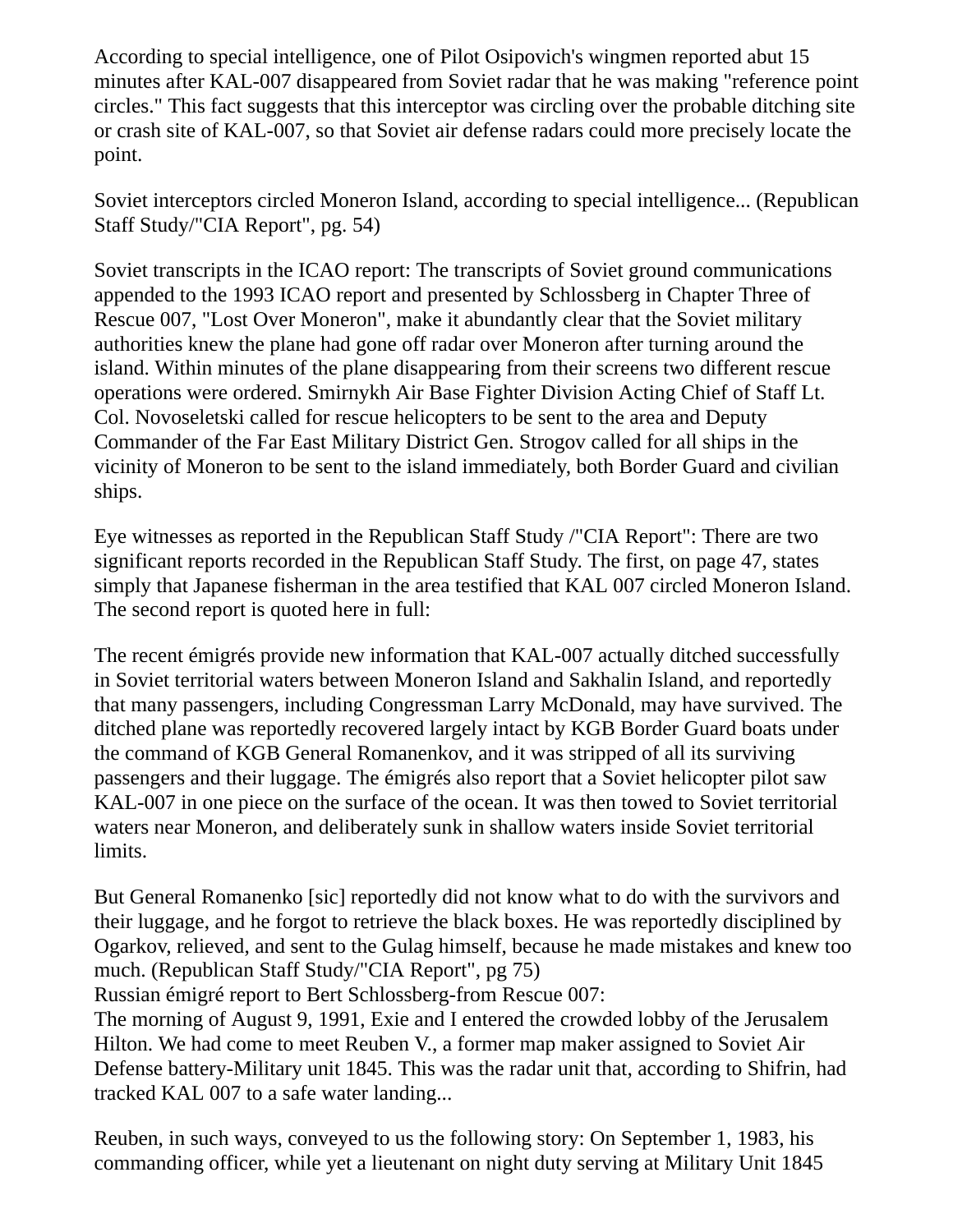According to special intelligence, one of Pilot Osipovich's wingmen reported abut 15 minutes after KAL-007 disappeared from Soviet radar that he was making "reference point circles." This fact suggests that this interceptor was circling over the probable ditching site or crash site of KAL-007, so that Soviet air defense radars could more precisely locate the point.

Soviet interceptors circled Moneron Island, according to special intelligence... (Republican Staff Study/"CIA Report", pg. 54)

Soviet transcripts in the ICAO report: The transcripts of Soviet ground communications appended to the 1993 ICAO report and presented by Schlossberg in Chapter Three of Rescue 007, "Lost Over Moneron", make it abundantly clear that the Soviet military authorities knew the plane had gone off radar over Moneron after turning around the island. Within minutes of the plane disappearing from their screens two different rescue operations were ordered. Smirnykh Air Base Fighter Division Acting Chief of Staff Lt. Col. Novoseletski called for rescue helicopters to be sent to the area and Deputy Commander of the Far East Military District Gen. Strogov called for all ships in the vicinity of Moneron to be sent to the island immediately, both Border Guard and civilian ships.

Eye witnesses as reported in the Republican Staff Study /"CIA Report": There are two significant reports recorded in the Republican Staff Study. The first, on page 47, states simply that Japanese fisherman in the area testified that KAL 007 circled Moneron Island. The second report is quoted here in full:

The recent émigrés provide new information that KAL-007 actually ditched successfully in Soviet territorial waters between Moneron Island and Sakhalin Island, and reportedly that many passengers, including Congressman Larry McDonald, may have survived. The ditched plane was reportedly recovered largely intact by KGB Border Guard boats under the command of KGB General Romanenkov, and it was stripped of all its surviving passengers and their luggage. The émigrés also report that a Soviet helicopter pilot saw KAL-007 in one piece on the surface of the ocean. It was then towed to Soviet territorial waters near Moneron, and deliberately sunk in shallow waters inside Soviet territorial limits.

But General Romanenko [sic] reportedly did not know what to do with the survivors and their luggage, and he forgot to retrieve the black boxes. He was reportedly disciplined by Ogarkov, relieved, and sent to the Gulag himself, because he made mistakes and knew too much. (Republican Staff Study/"CIA Report", pg 75)
Russian émigré report to Bert Schlossberg-from Rescue 007:
The morning of August 9, 1991, Exie and I entered the crowded lobby of the Jerusalem Hilton. We had come to meet Reuben V., a former map maker assigned to Soviet Air Defense battery-Military unit 1845. This was the radar unit that, according to Shifrin, had tracked KAL 007 to a safe water landing...

Reuben, in such ways, conveyed to us the following story: On September 1, 1983, his commanding officer, while yet a lieutenant on night duty serving at Military Unit 1845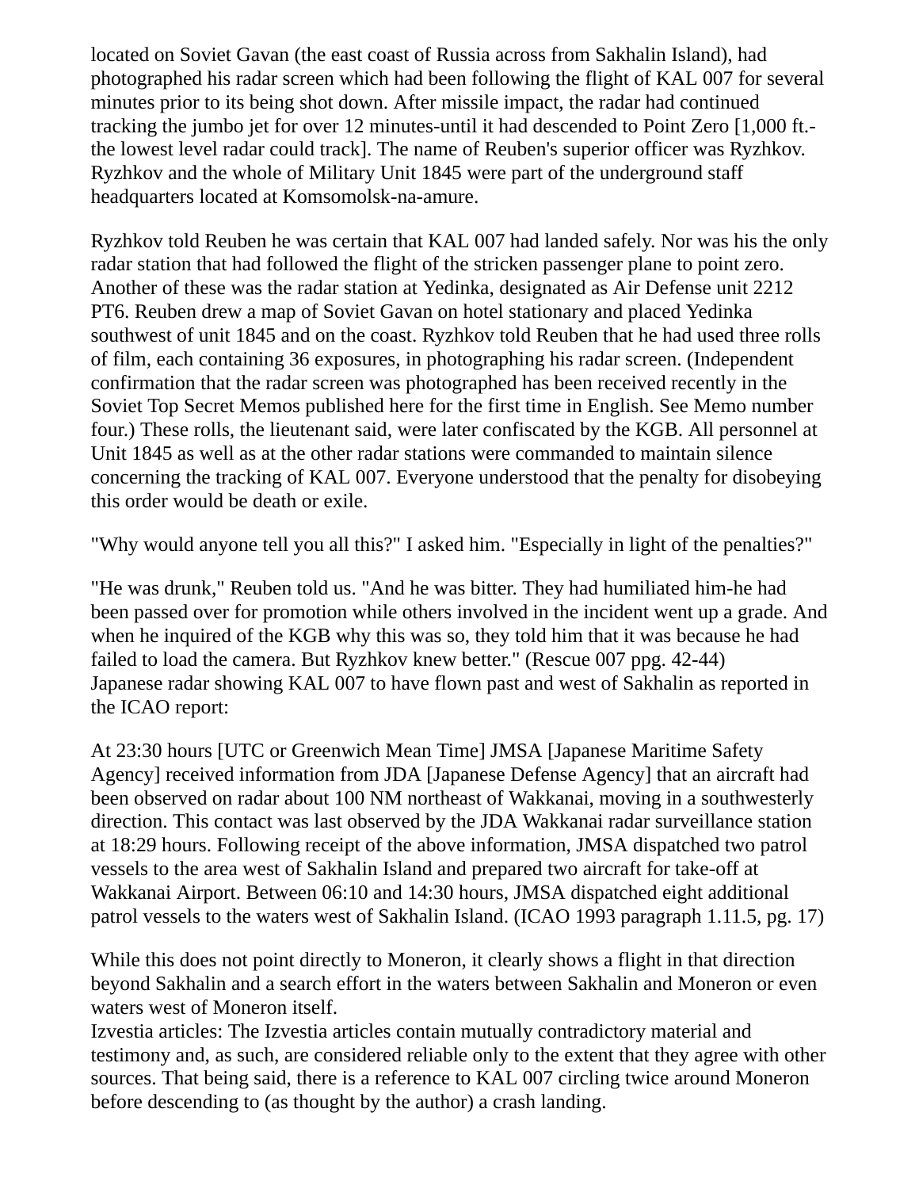located on Soviet Gavan (the east coast of Russia across from Sakhalin Island), had photographed his radar screen which had been following the flight of KAL 007 for several minutes prior to its being shot down. After missile impact, the radar had continued tracking the jumbo jet for over 12 minutes-until it had descended to Point Zero [1,000 ft.- the lowest level radar could track]. The name of Reuben's superior officer was Ryzhkov. Ryzhkov and the whole of Military Unit 1845 were part of the underground staff headquarters located at Komsomolsk-na-amure.

Ryzhkov told Reuben he was certain that KAL 007 had landed safely. Nor was his the only radar station that had followed the flight of the stricken passenger plane to point zero. Another of these was the radar station at Yedinka, designated as Air Defense unit 2212 PT6. Reuben drew a map of Soviet Gavan on hotel stationary and placed Yedinka southwest of unit 1845 and on the coast. Ryzhkov told Reuben that he had used three rolls of film, each containing 36 exposures, in photographing his radar screen. (Independent confirmation that the radar screen was photographed has been received recently in the Soviet Top Secret Memos published here for the first time in English. See Memo number four.) These rolls, the lieutenant said, were later confiscated by the KGB. All personnel at Unit 1845 as well as at the other radar stations were commanded to maintain silence concerning the tracking of KAL 007. Everyone understood that the penalty for disobeying this order would be death or exile.

"Why would anyone tell you all this?" I asked him. "Especially in light of the penalties?"

"He was drunk," Reuben told us. "And he was bitter. They had humiliated him-he had been passed over for promotion while others involved in the incident went up a grade. And when he inquired of the KGB why this was so, they told him that it was because he had failed to load the camera. But Ryzhkov knew better." (Rescue 007 ppg. 42-44)
Japanese radar showing KAL 007 to have flown past and west of Sakhalin as reported in the ICAO report:

At 23:30 hours [UTC or Greenwich Mean Time] JMSA [Japanese Maritime Safety Agency] received information from JDA [Japanese Defense Agency] that an aircraft had been observed on radar about 100 NM northeast of Wakkanai, moving in a southwesterly direction. This contact was last observed by the JDA Wakkanai radar surveillance station at 18:29 hours. Following receipt of the above information, JMSA dispatched two patrol vessels to the area west of Sakhalin Island and prepared two aircraft for take-off at Wakkanai Airport. Between 06:10 and 14:30 hours, JMSA dispatched eight additional patrol vessels to the waters west of Sakhalin Island. (ICAO 1993 paragraph 1.11.5, pg. 17)

While this does not point directly to Moneron, it clearly shows a flight in that direction beyond Sakhalin and a search effort in the waters between Sakhalin and Moneron or even waters west of Moneron itself.
Izvestia articles: The Izvestia articles contain mutually contradictory material and testimony and, as such, are considered reliable only to the extent that they agree with other sources. That being said, there is a reference to KAL 007 circling twice around Moneron before descending to (as thought by the author) a crash landing.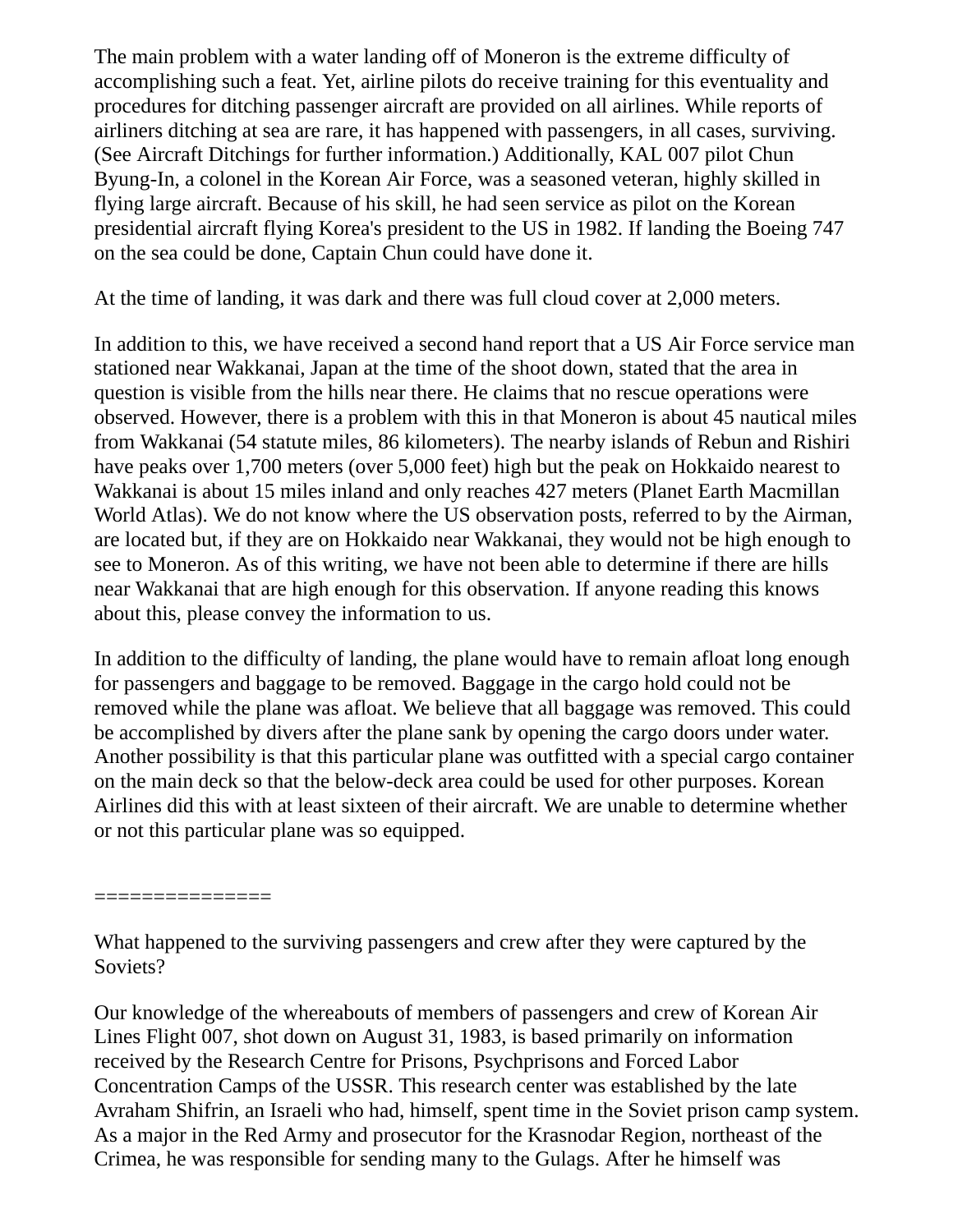The main problem with a water landing off of Moneron is the extreme difficulty of accomplishing such a feat. Yet, airline pilots do receive training for this eventuality and procedures for ditching passenger aircraft are provided on all airlines. While reports of airliners ditching at sea are rare, it has happened with passengers, in all cases, surviving. (See Aircraft Ditchings for further information.) Additionally, KAL 007 pilot Chun Byung-In, a colonel in the Korean Air Force, was a seasoned veteran, highly skilled in flying large aircraft. Because of his skill, he had seen service as pilot on the Korean presidential aircraft flying Korea's president to the US in 1982. If landing the Boeing 747 on the sea could be done, Captain Chun could have done it.

At the time of landing, it was dark and there was full cloud cover at 2,000 meters.

In addition to this, we have received a second hand report that a US Air Force service man stationed near Wakkanai, Japan at the time of the shoot down, stated that the area in question is visible from the hills near there. He claims that no rescue operations were observed. However, there is a problem with this in that Moneron is about 45 nautical miles from Wakkanai (54 statute miles, 86 kilometers). The nearby islands of Rebun and Rishiri have peaks over 1,700 meters (over 5,000 feet) high but the peak on Hokkaido nearest to Wakkanai is about 15 miles inland and only reaches 427 meters (Planet Earth Macmillan World Atlas). We do not know where the US observation posts, referred to by the Airman, are located but, if they are on Hokkaido near Wakkanai, they would not be high enough to see to Moneron. As of this writing, we have not been able to determine if there are hills near Wakkanai that are high enough for this observation. If anyone reading this knows about this, please convey the information to us.

In addition to the difficulty of landing, the plane would have to remain afloat long enough for passengers and baggage to be removed. Baggage in the cargo hold could not be removed while the plane was afloat. We believe that all baggage was removed. This could be accomplished by divers after the plane sank by opening the cargo doors under water. Another possibility is that this particular plane was outfitted with a special cargo container on the main deck so that the below-deck area could be used for other purposes. Korean Airlines did this with at least sixteen of their aircraft. We are unable to determine whether or not this particular plane was so equipped.

===============

What happened to the surviving passengers and crew after they were captured by the Soviets?

Our knowledge of the whereabouts of members of passengers and crew of Korean Air Lines Flight 007, shot down on August 31, 1983, is based primarily on information received by the Research Centre for Prisons, Psychprisons and Forced Labor Concentration Camps of the USSR. This research center was established by the late Avraham Shifrin, an Israeli who had, himself, spent time in the Soviet prison camp system. As a major in the Red Army and prosecutor for the Krasnodar Region, northeast of the Crimea, he was responsible for sending many to the Gulags. After he himself was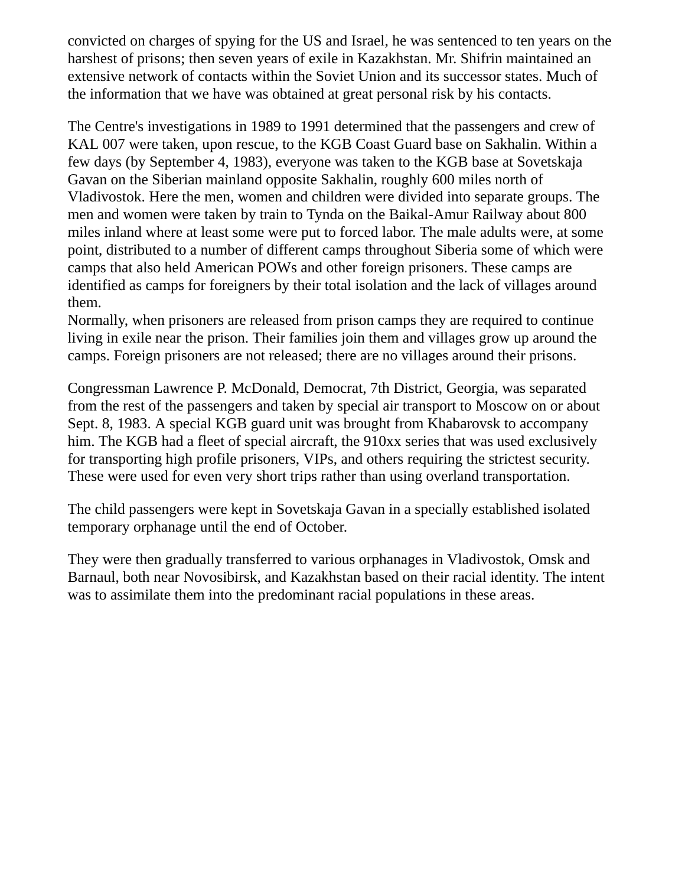convicted on charges of spying for the US and Israel, he was sentenced to ten years on the harshest of prisons; then seven years of exile in Kazakhstan. Mr. Shifrin maintained an extensive network of contacts within the Soviet Union and its successor states. Much of the information that we have was obtained at great personal risk by his contacts.

The Centre's investigations in 1989 to 1991 determined that the passengers and crew of KAL 007 were taken, upon rescue, to the KGB Coast Guard base on Sakhalin. Within a few days (by September 4, 1983), everyone was taken to the KGB base at Sovetskaja Gavan on the Siberian mainland opposite Sakhalin, roughly 600 miles north of Vladivostok. Here the men, women and children were divided into separate groups. The men and women were taken by train to Tynda on the Baikal-Amur Railway about 800 miles inland where at least some were put to forced labor. The male adults were, at some point, distributed to a number of different camps throughout Siberia some of which were camps that also held American POWs and other foreign prisoners. These camps are identified as camps for foreigners by their total isolation and the lack of villages around them.
Normally, when prisoners are released from prison camps they are required to continue living in exile near the prison. Their families join them and villages grow up around the camps. Foreign prisoners are not released; there are no villages around their prisons.

Congressman Lawrence P. McDonald, Democrat, 7th District, Georgia, was separated from the rest of the passengers and taken by special air transport to Moscow on or about Sept. 8, 1983. A special KGB guard unit was brought from Khabarovsk to accompany him. The KGB had a fleet of special aircraft, the 910xx series that was used exclusively for transporting high profile prisoners, VIPs, and others requiring the strictest security. These were used for even very short trips rather than using overland transportation.

The child passengers were kept in Sovetskaja Gavan in a specially established isolated temporary orphanage until the end of October.

They were then gradually transferred to various orphanages in Vladivostok, Omsk and Barnaul, both near Novosibirsk, and Kazakhstan based on their racial identity. The intent was to assimilate them into the predominant racial populations in these areas.